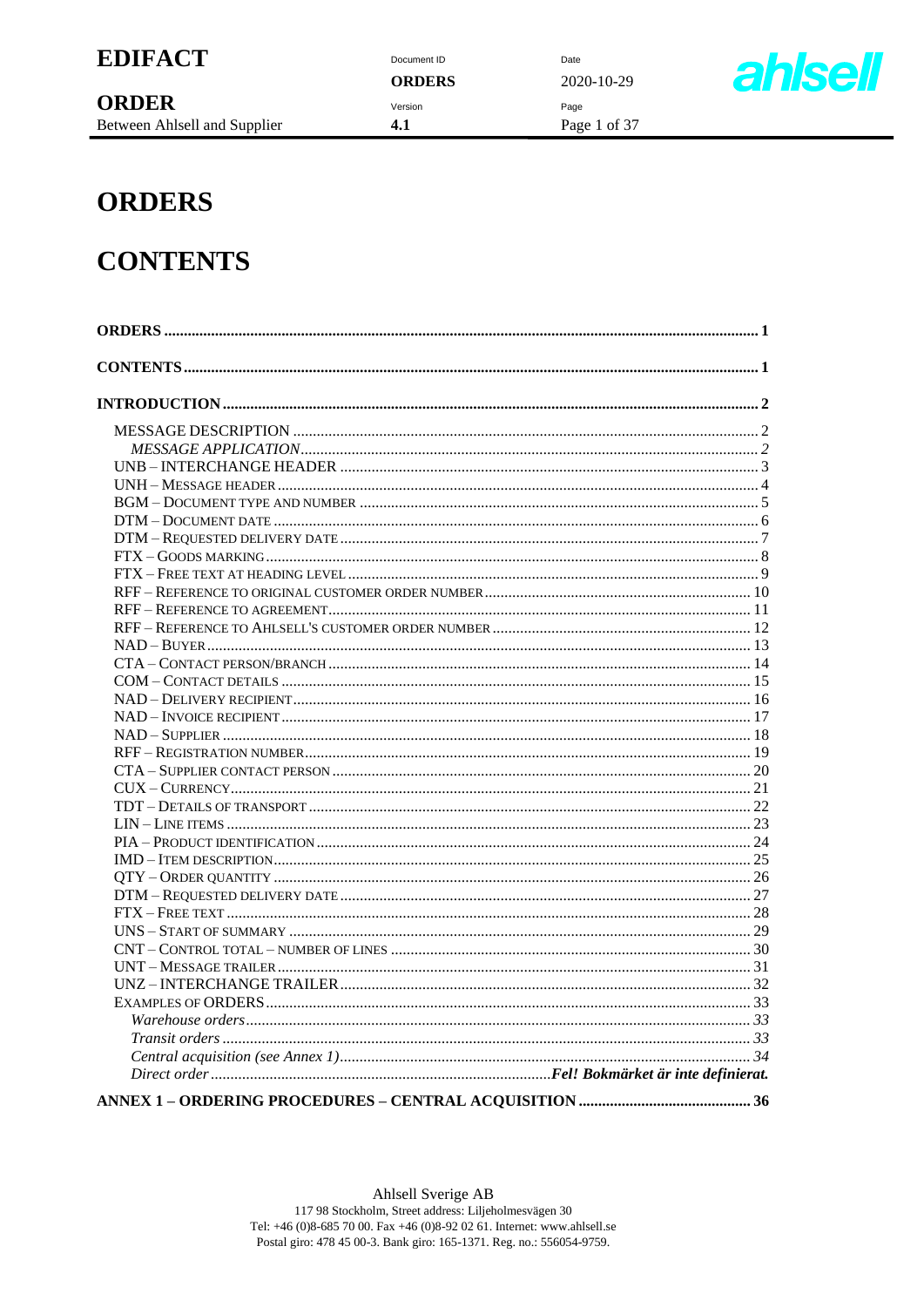# ORDERS

# CONTENTS

**ORDERS** .................................................. **1**

**CONTENTS** .................................................. **1**

**INTRODUCTION** .................................................. **2**

- MESSAGE DESCRIPTION .................................................. 2
  - *MESSAGE APPLICATION* .................................................. *2*
- UNB – INTERCHANGE HEADER .................................................. 3
- UNH – MESSAGE HEADER .................................................. 4
- BGM – DOCUMENT TYPE AND NUMBER .................................................. 5
- DTM – DOCUMENT DATE .................................................. 6
- DTM – REQUESTED DELIVERY DATE .................................................. 7
- FTX – GOODS MARKING .................................................. 8
- FTX – FREE TEXT AT HEADING LEVEL .................................................. 9
- RFF – REFERENCE TO ORIGINAL CUSTOMER ORDER NUMBER .................................................. 10
- RFF – REFERENCE TO AGREEMENT .................................................. 11
- RFF – REFERENCE TO AHLSELL'S CUSTOMER ORDER NUMBER .................................................. 12
- NAD – BUYER .................................................. 13
- CTA – CONTACT PERSON/BRANCH .................................................. 14
- COM – CONTACT DETAILS .................................................. 15
- NAD – DELIVERY RECIPIENT .................................................. 16
- NAD – INVOICE RECIPIENT .................................................. 17
- NAD – SUPPLIER .................................................. 18
- RFF – REGISTRATION NUMBER .................................................. 19
- CTA – SUPPLIER CONTACT PERSON .................................................. 20
- CUX – CURRENCY .................................................. 21
- TDT – DETAILS OF TRANSPORT .................................................. 22
- LIN – LINE ITEMS .................................................. 23
- PIA – PRODUCT IDENTIFICATION .................................................. 24
- IMD – ITEM DESCRIPTION .................................................. 25
- QTY – ORDER QUANTITY .................................................. 26
- DTM – REQUESTED DELIVERY DATE .................................................. 27
- FTX – FREE TEXT .................................................. 28
- UNS – START OF SUMMARY .................................................. 29
- CNT – CONTROL TOTAL – NUMBER OF LINES .................................................. 30
- UNT – MESSAGE TRAILER .................................................. 31
- UNZ – INTERCHANGE TRAILER .................................................. 32
- EXAMPLES OF ORDERS .................................................. 33
  - *Warehouse orders* .................................................. *33*
  - *Transit orders* .................................................. *33*
  - *Central acquisition (see Annex 1)* .................................................. *34*
  - *Direct order* .................................................. ***Fel! Bokmärket är inte definierat.***

**ANNEX 1 – ORDERING PROCEDURES – CENTRAL ACQUISITION** .................................................. **36**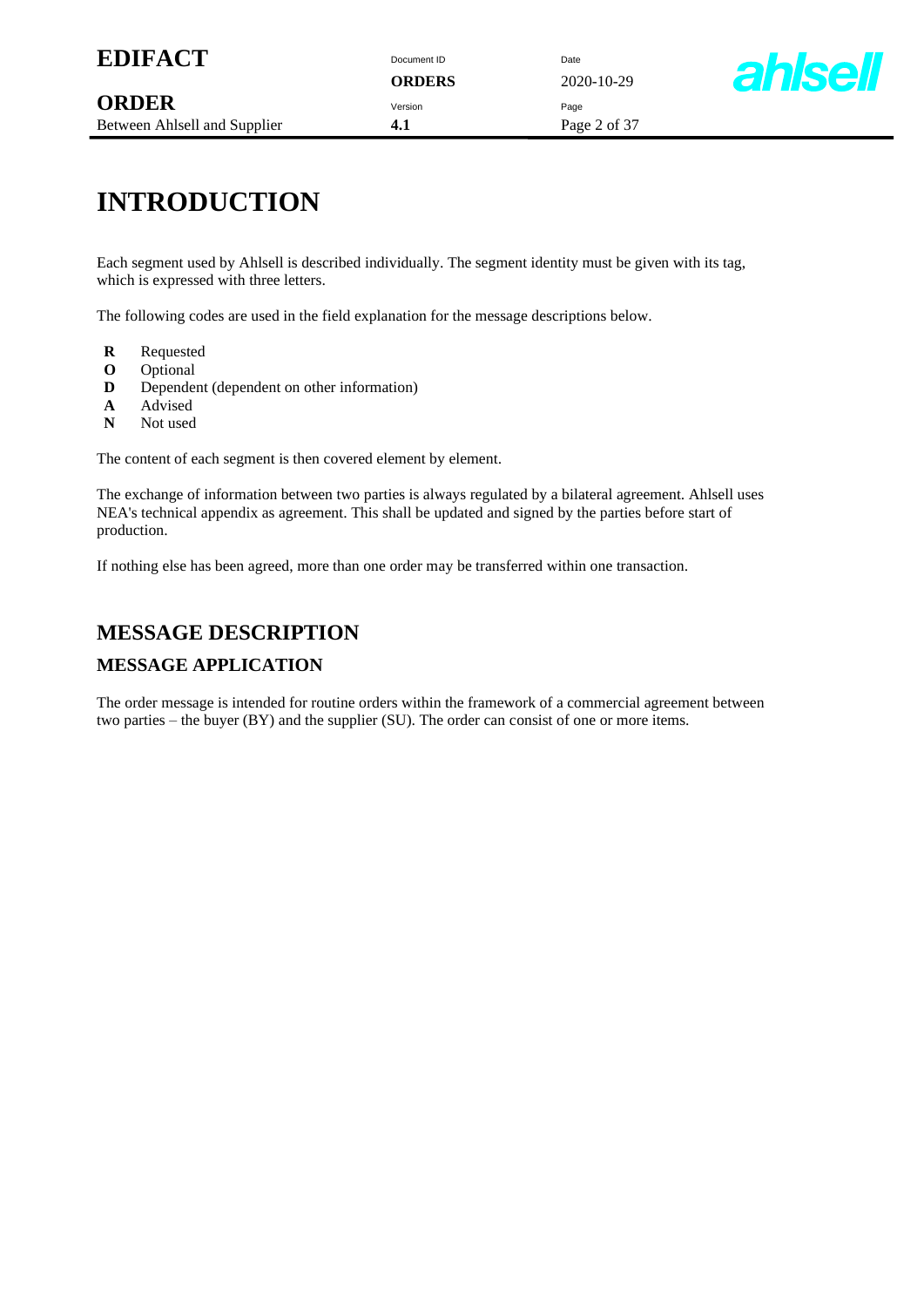# INTRODUCTION

Each segment used by Ahlsell is described individually. The segment identity must be given with its tag, which is expressed with three letters.

The following codes are used in the field explanation for the message descriptions below.

- **R** Requested
- **O** Optional
- **D** Dependent (dependent on other information)
- **A** Advised
- **N** Not used

The content of each segment is then covered element by element.

The exchange of information between two parties is always regulated by a bilateral agreement. Ahlsell uses NEA's technical appendix as agreement. This shall be updated and signed by the parties before start of production.

If nothing else has been agreed, more than one order may be transferred within one transaction.

## MESSAGE DESCRIPTION

### MESSAGE APPLICATION

The order message is intended for routine orders within the framework of a commercial agreement between two parties – the buyer (BY) and the supplier (SU). The order can consist of one or more items.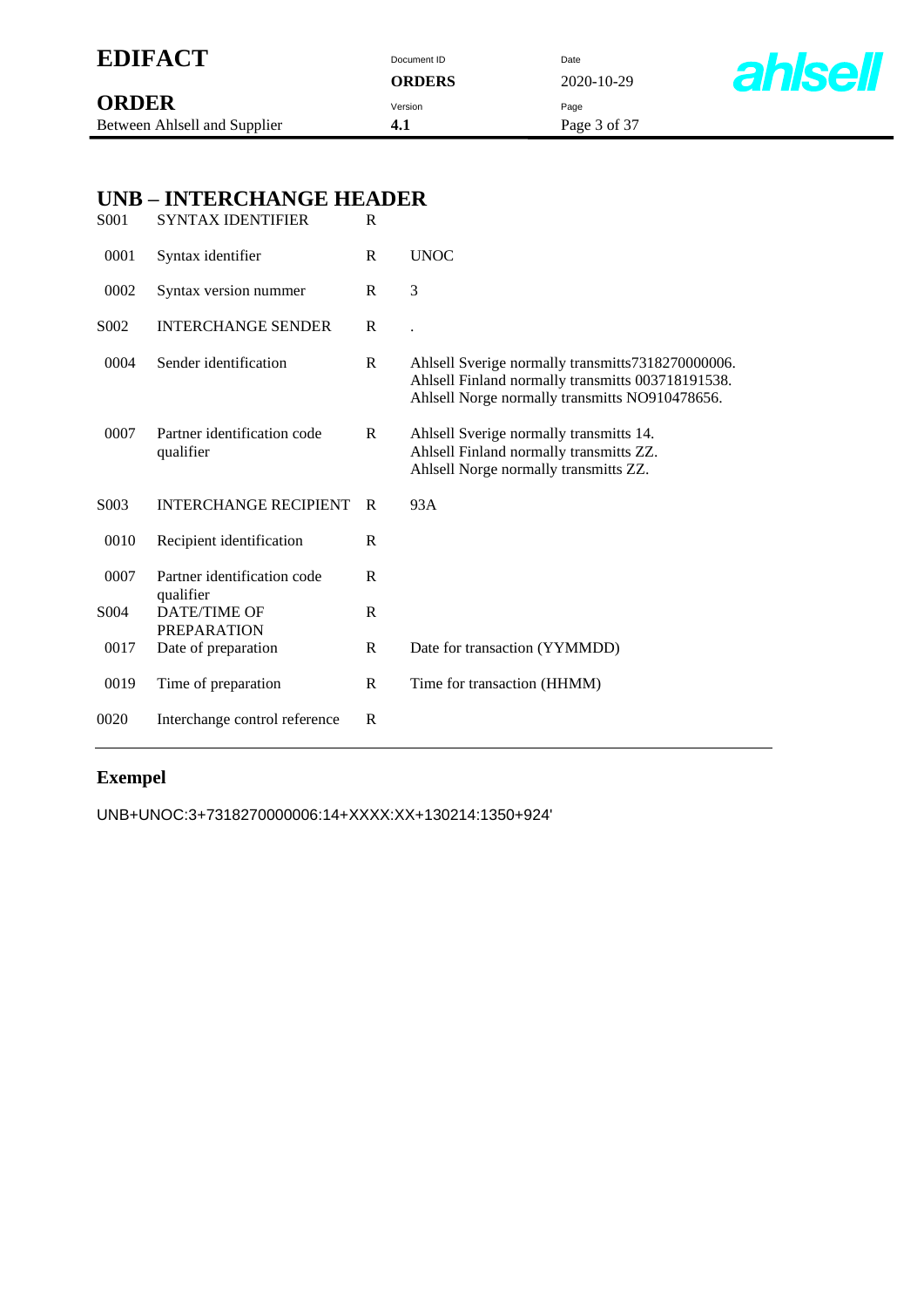## UNB – INTERCHANGE HEADER

| | | | |
|---|---|---|---|
| S001 | SYNTAX IDENTIFIER | R | |
| 0001 | Syntax identifier | R | UNOC |
| 0002 | Syntax version nummer | R | 3 |
| S002 | INTERCHANGE SENDER | R | . |
| 0004 | Sender identification | R | Ahlsell Sverige normally transmitts7318270000006. Ahlsell Finland normally transmitts 003718191538. Ahlsell Norge normally transmitts NO910478656. |
| 0007 | Partner identification code qualifier | R | Ahlsell Sverige normally transmitts 14. Ahlsell Finland normally transmitts ZZ. Ahlsell Norge normally transmitts ZZ. |
| S003 | INTERCHANGE RECIPIENT | R | 93A |
| 0010 | Recipient identification | R | |
| 0007 | Partner identification code qualifier | R | |
| S004 | DATE/TIME OF PREPARATION | R | |
| 0017 | Date of preparation | R | Date for transaction (YYMMDD) |
| 0019 | Time of preparation | R | Time for transaction (HHMM) |
| 0020 | Interchange control reference | R | |

### Exempel

```
UNB+UNOC:3+7318270000006:14+XXXX:XX+130214:1350+924'
```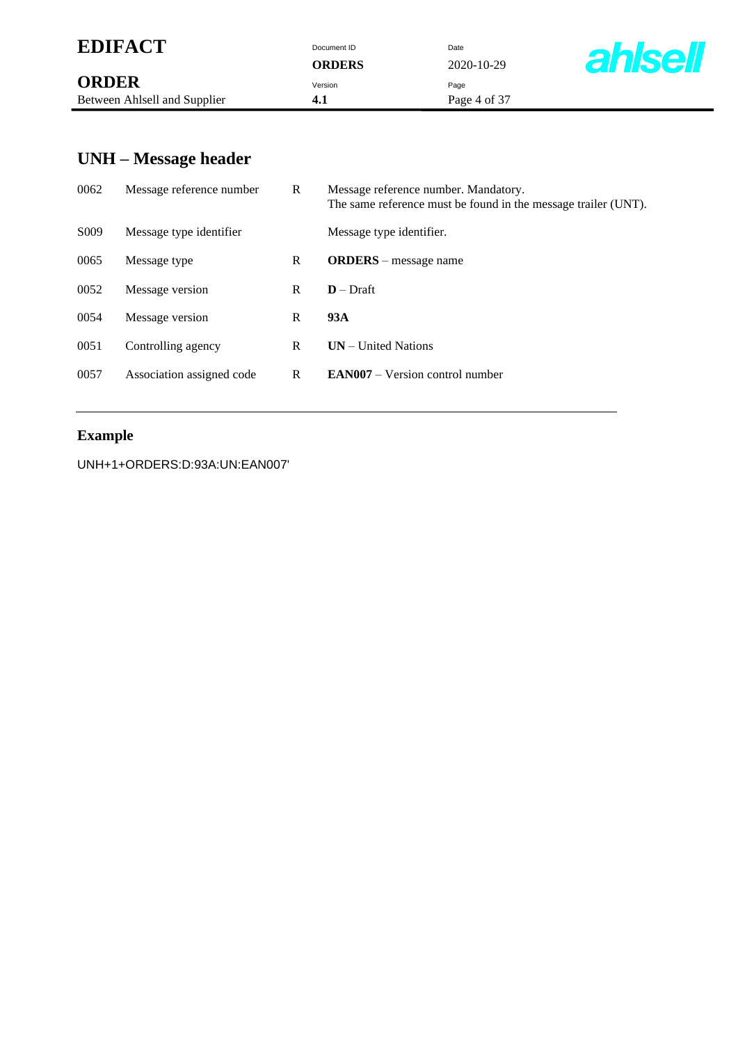## UNH – Message header

| | | | |
|---|---|---|---|
| 0062 | Message reference number | R | Message reference number. Mandatory.<br>The same reference must be found in the message trailer (UNT). |
| S009 | Message type identifier | | Message type identifier. |
| 0065 | Message type | R | **ORDERS** – message name |
| 0052 | Message version | R | **D** – Draft |
| 0054 | Message version | R | **93A** |
| 0051 | Controlling agency | R | **UN** – United Nations |
| 0057 | Association assigned code | R | **EAN007** – Version control number |

### Example

```
UNH+1+ORDERS:D:93A:UN:EAN007'
```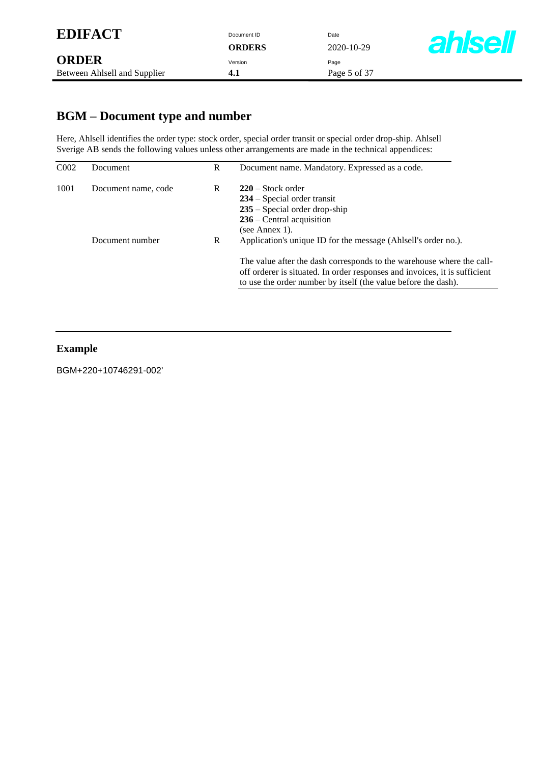## BGM – Document type and number

Here, Ahlsell identifies the order type: stock order, special order transit or special order drop-ship. Ahlsell Sverige AB sends the following values unless other arrangements are made in the technical appendices:

| | | | |
|---|---|---|---|
| C002 | Document | R | Document name. Mandatory. Expressed as a code. |
| 1001 | Document name, code | R | **220** – Stock order<br>**234** – Special order transit<br>**235** – Special order drop-ship<br>**236** – Central acquisition<br>(see Annex 1). |
| | Document number | R | Application's unique ID for the message (Ahlsell's order no.).<br><br>The value after the dash corresponds to the warehouse where the call-off orderer is situated. In order responses and invoices, it is sufficient to use the order number by itself (the value before the dash). |

### Example

```
BGM+220+10746291-002'
```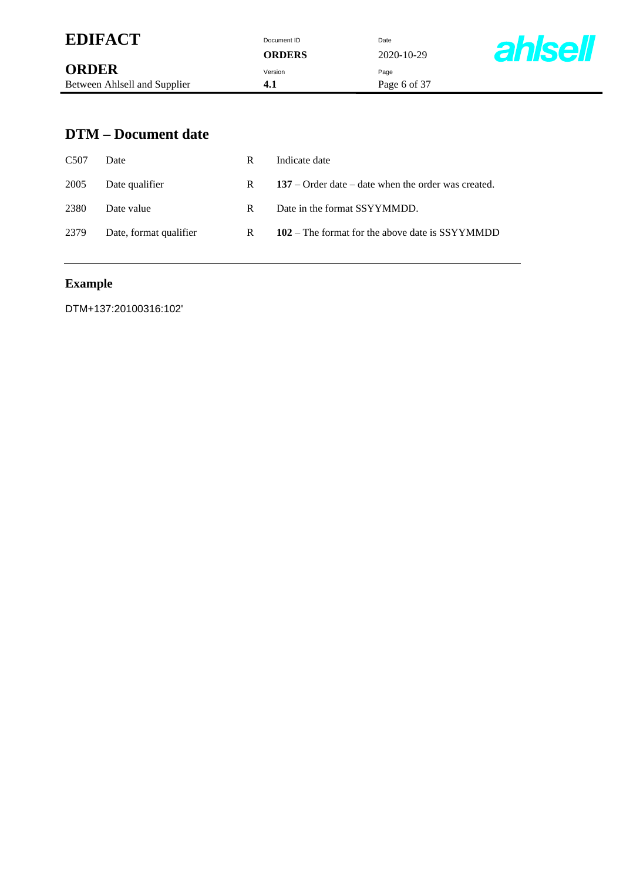## DTM – Document date

| | | | |
|---|---|---|---|
| C507 | Date | R | Indicate date |
| 2005 | Date qualifier | R | **137** – Order date – date when the order was created. |
| 2380 | Date value | R | Date in the format SSYYMMDD. |
| 2379 | Date, format qualifier | R | **102** – The format for the above date is SSYYMMDD |

### Example

```
DTM+137:20100316:102'
```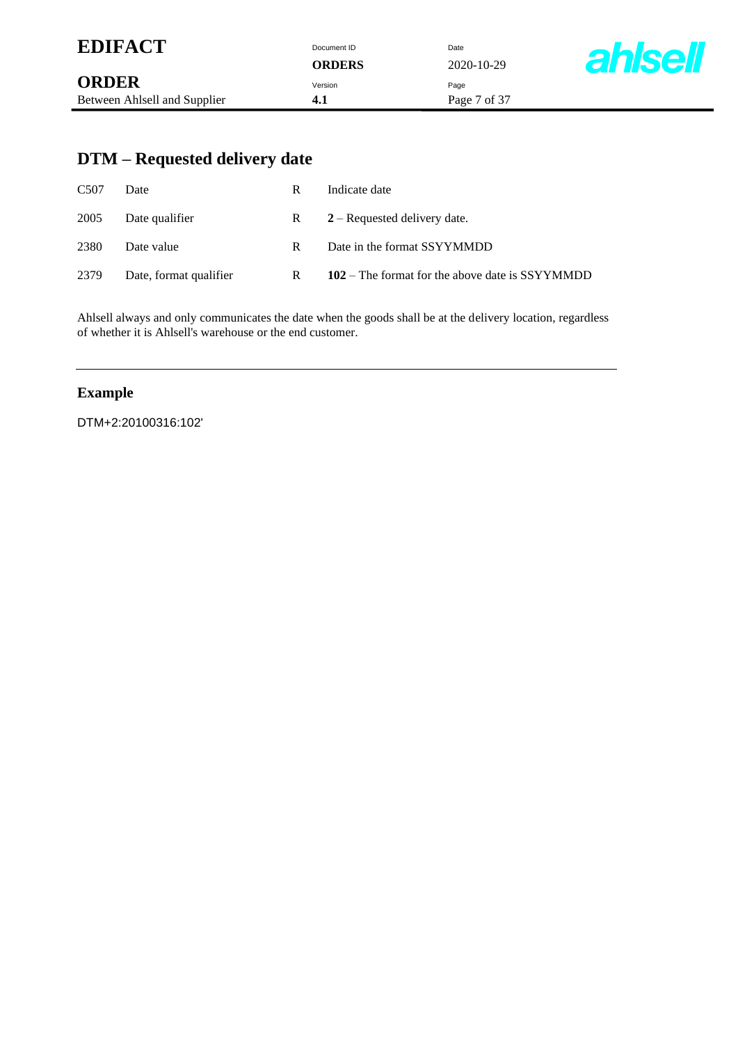## DTM – Requested delivery date

| | | | |
|---|---|---|---|
| C507 | Date | R | Indicate date |
| 2005 | Date qualifier | R | **2** – Requested delivery date. |
| 2380 | Date value | R | Date in the format SSYYMMDD |
| 2379 | Date, format qualifier | R | **102** – The format for the above date is SSYYMMDD |

Ahlsell always and only communicates the date when the goods shall be at the delivery location, regardless of whether it is Ahlsell's warehouse or the end customer.

---

### Example

```
DTM+2:20100316:102'
```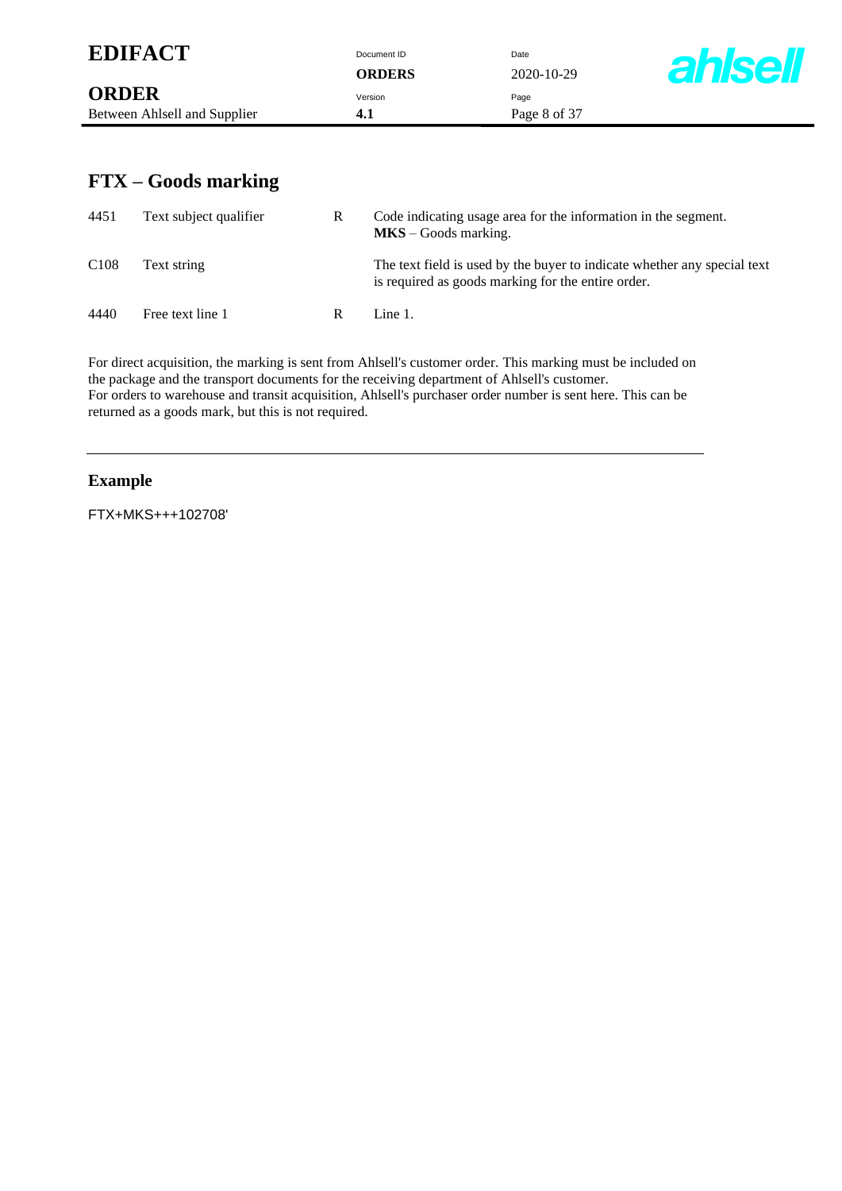## FTX – Goods marking

| | | | |
|---|---|---|---|
| 4451 | Text subject qualifier | R | Code indicating usage area for the information in the segment. **MKS** – Goods marking. |
| C108 | Text string | | The text field is used by the buyer to indicate whether any special text is required as goods marking for the entire order. |
| 4440 | Free text line 1 | R | Line 1. |

For direct acquisition, the marking is sent from Ahlsell's customer order. This marking must be included on the package and the transport documents for the receiving department of Ahlsell's customer.
For orders to warehouse and transit acquisition, Ahlsell's purchaser order number is sent here. This can be returned as a goods mark, but this is not required.

---

### Example

```
FTX+MKS+++102708'
```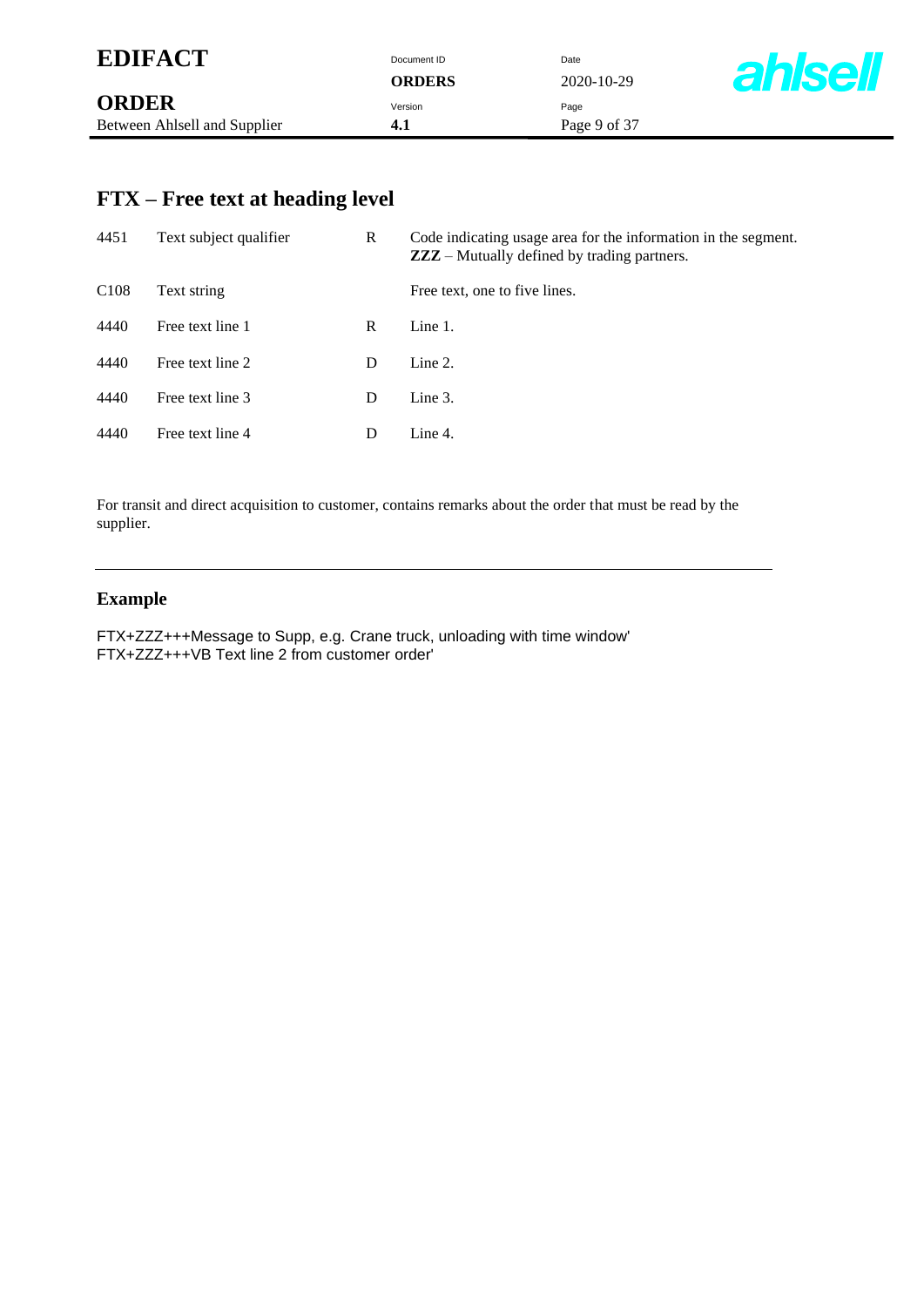## FTX – Free text at heading level

| | | | |
|---|---|---|---|
| 4451 | Text subject qualifier | R | Code indicating usage area for the information in the segment. **ZZZ** – Mutually defined by trading partners. |
| C108 | Text string | | Free text, one to five lines. |
| 4440 | Free text line 1 | R | Line 1. |
| 4440 | Free text line 2 | D | Line 2. |
| 4440 | Free text line 3 | D | Line 3. |
| 4440 | Free text line 4 | D | Line 4. |

For transit and direct acquisition to customer, contains remarks about the order that must be read by the supplier.

---

### Example

```
FTX+ZZZ+++Message to Supp, e.g. Crane truck, unloading with time window'
FTX+ZZZ+++VB Text line 2 from customer order'
```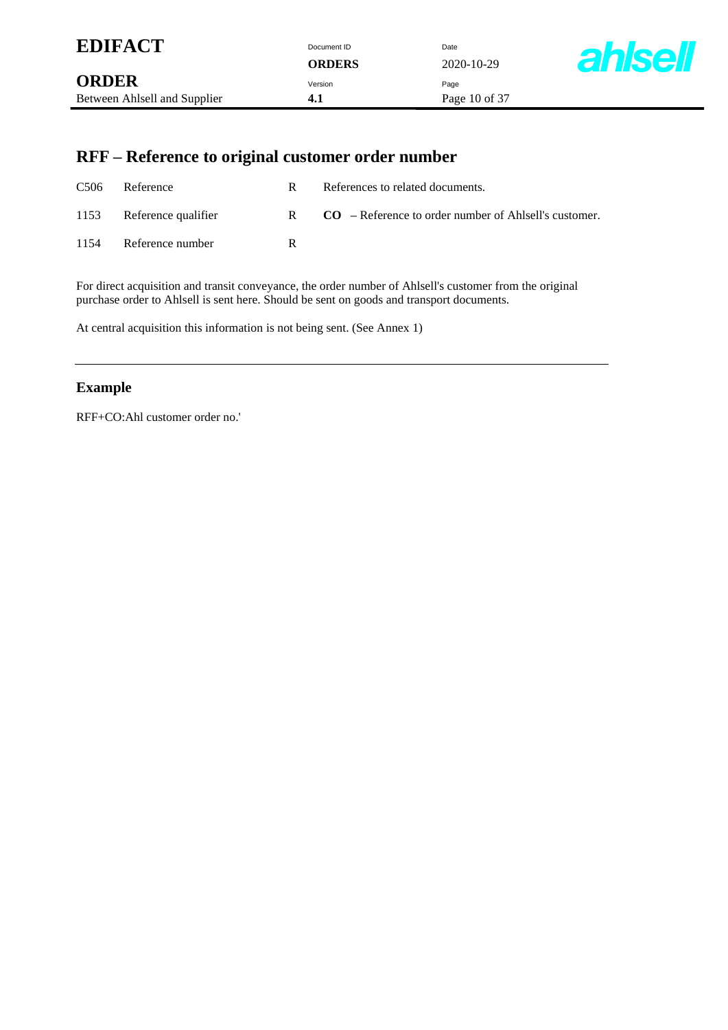## RFF – Reference to original customer order number

| | | | |
|---|---|---|---|
| C506 | Reference | R | References to related documents. |
| 1153 | Reference qualifier | R | **CO** – Reference to order number of Ahlsell's customer. |
| 1154 | Reference number | R | |

For direct acquisition and transit conveyance, the order number of Ahlsell's customer from the original purchase order to Ahlsell is sent here. Should be sent on goods and transport documents.

At central acquisition this information is not being sent. (See Annex 1)

---

### Example

RFF+CO:Ahl customer order no.'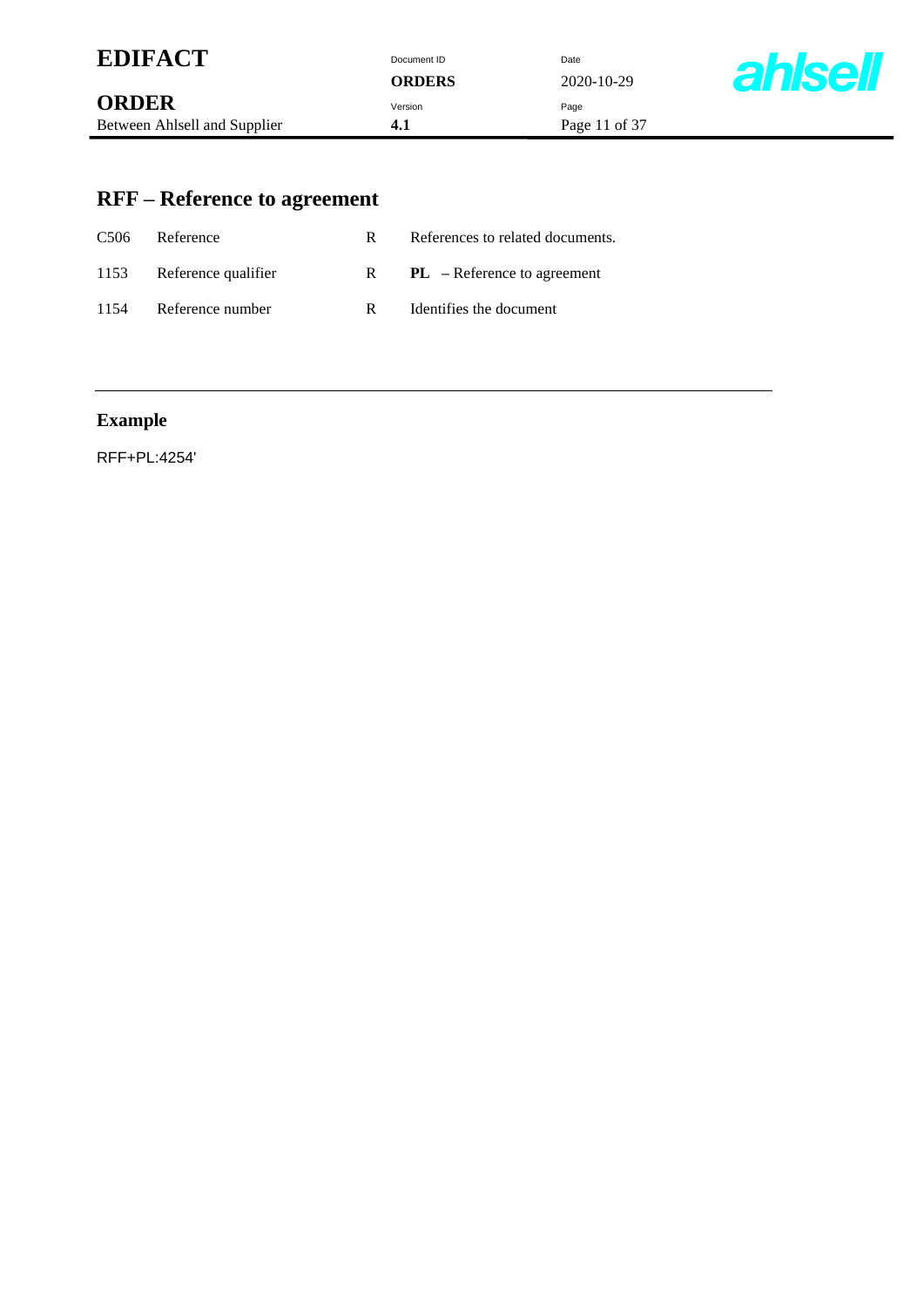## RFF – Reference to agreement

| | | | |
|---|---|---|---|
| C506 | Reference | R | References to related documents. |
| 1153 | Reference qualifier | R | **PL** – Reference to agreement |
| 1154 | Reference number | R | Identifies the document |

### Example

```
RFF+PL:4254'
```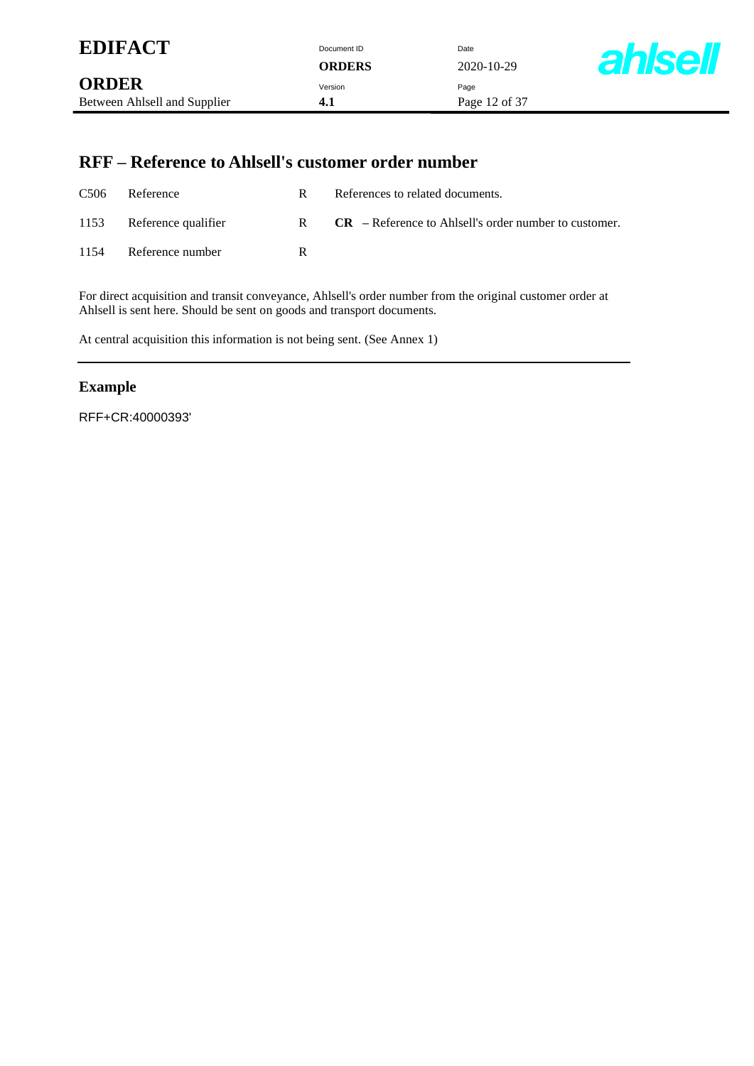## RFF – Reference to Ahlsell's customer order number

| | | | |
|---|---|---|---|
| C506 | Reference | R | References to related documents. |
| 1153 | Reference qualifier | R | **CR** – Reference to Ahlsell's order number to customer. |
| 1154 | Reference number | R | |

For direct acquisition and transit conveyance, Ahlsell's order number from the original customer order at Ahlsell is sent here. Should be sent on goods and transport documents.

At central acquisition this information is not being sent. (See Annex 1)

---

### Example

```
RFF+CR:40000393'
```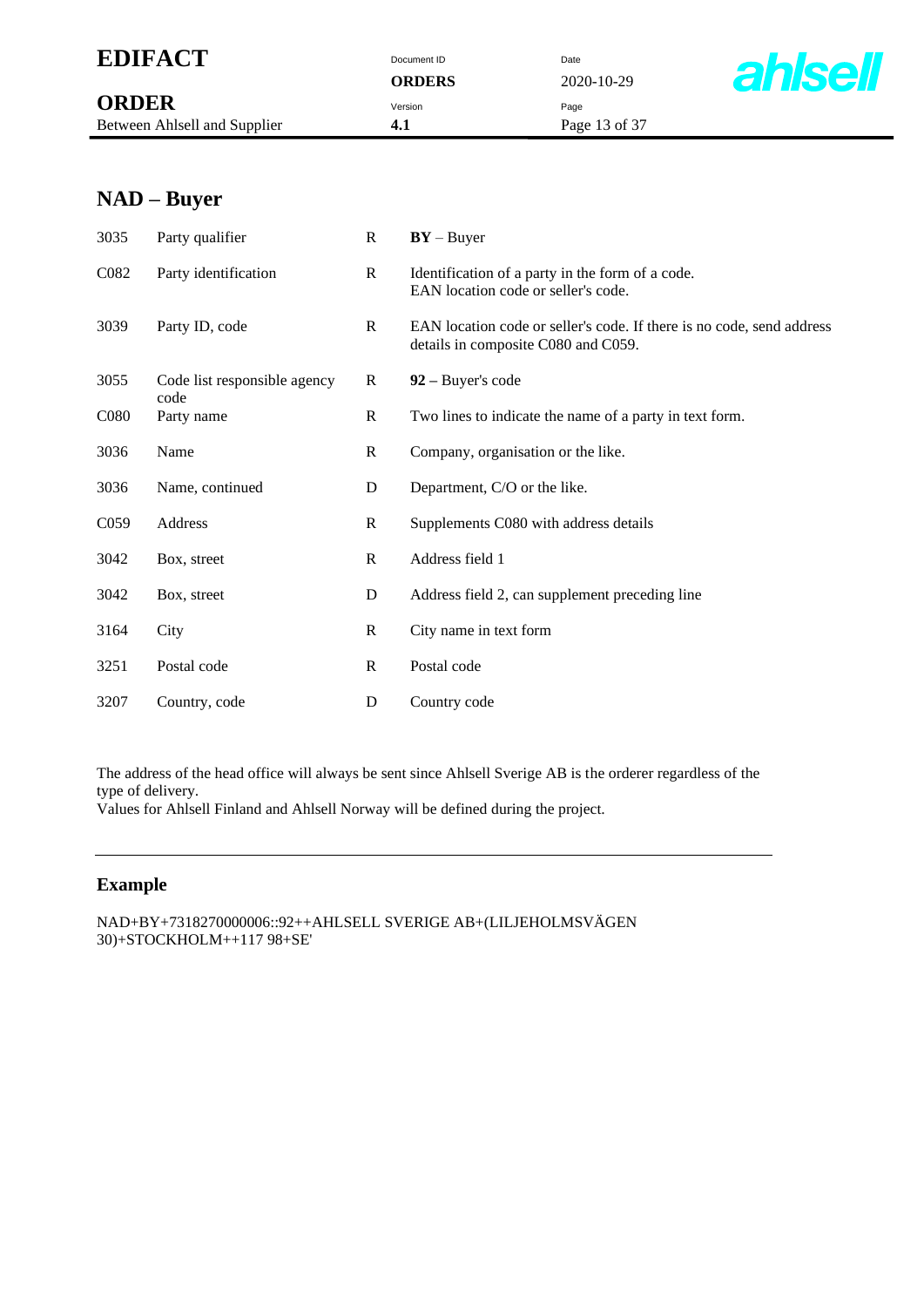## NAD – Buyer

| | | | |
|---|---|---|---|
| 3035 | Party qualifier | R | **BY** – Buyer |
| C082 | Party identification | R | Identification of a party in the form of a code. EAN location code or seller's code. |
| 3039 | Party ID, code | R | EAN location code or seller's code. If there is no code, send address details in composite C080 and C059. |
| 3055 | Code list responsible agency code | R | **92** – Buyer's code |
| C080 | Party name | R | Two lines to indicate the name of a party in text form. |
| 3036 | Name | R | Company, organisation or the like. |
| 3036 | Name, continued | D | Department, C/O or the like. |
| C059 | Address | R | Supplements C080 with address details |
| 3042 | Box, street | R | Address field 1 |
| 3042 | Box, street | D | Address field 2, can supplement preceding line |
| 3164 | City | R | City name in text form |
| 3251 | Postal code | R | Postal code |
| 3207 | Country, code | D | Country code |

The address of the head office will always be sent since Ahlsell Sverige AB is the orderer regardless of the type of delivery.
Values for Ahlsell Finland and Ahlsell Norway will be defined during the project.

---

### Example

```
NAD+BY+7318270000006::92++AHLSELL SVERIGE AB+(LILJEHOLMSVÄGEN
30)+STOCKHOLM++117 98+SE'
```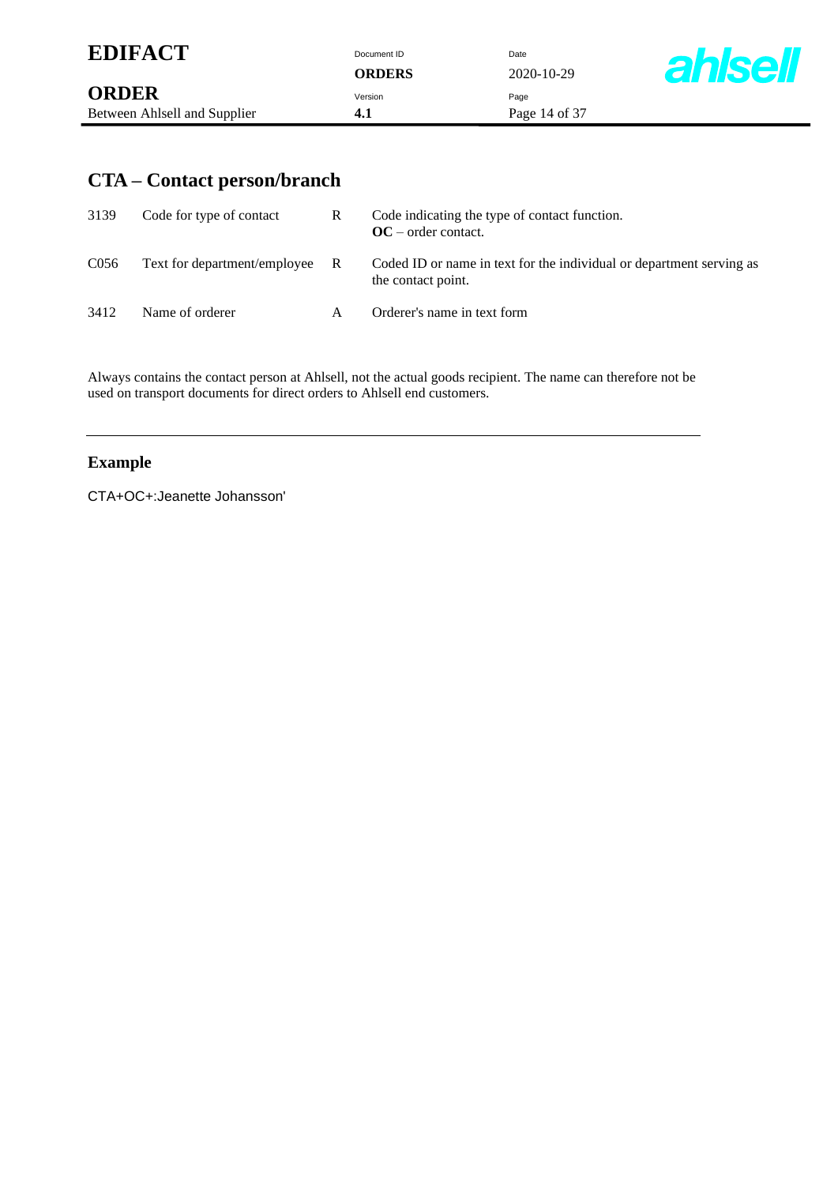## CTA – Contact person/branch

| | | | |
|---|---|---|---|
| 3139 | Code for type of contact | R | Code indicating the type of contact function.<br>**OC** – order contact. |
| C056 | Text for department/employee | R | Coded ID or name in text for the individual or department serving as the contact point. |
| 3412 | Name of orderer | A | Orderer's name in text form |

Always contains the contact person at Ahlsell, not the actual goods recipient. The name can therefore not be used on transport documents for direct orders to Ahlsell end customers.

---

### Example

```
CTA+OC+:Jeanette Johansson'
```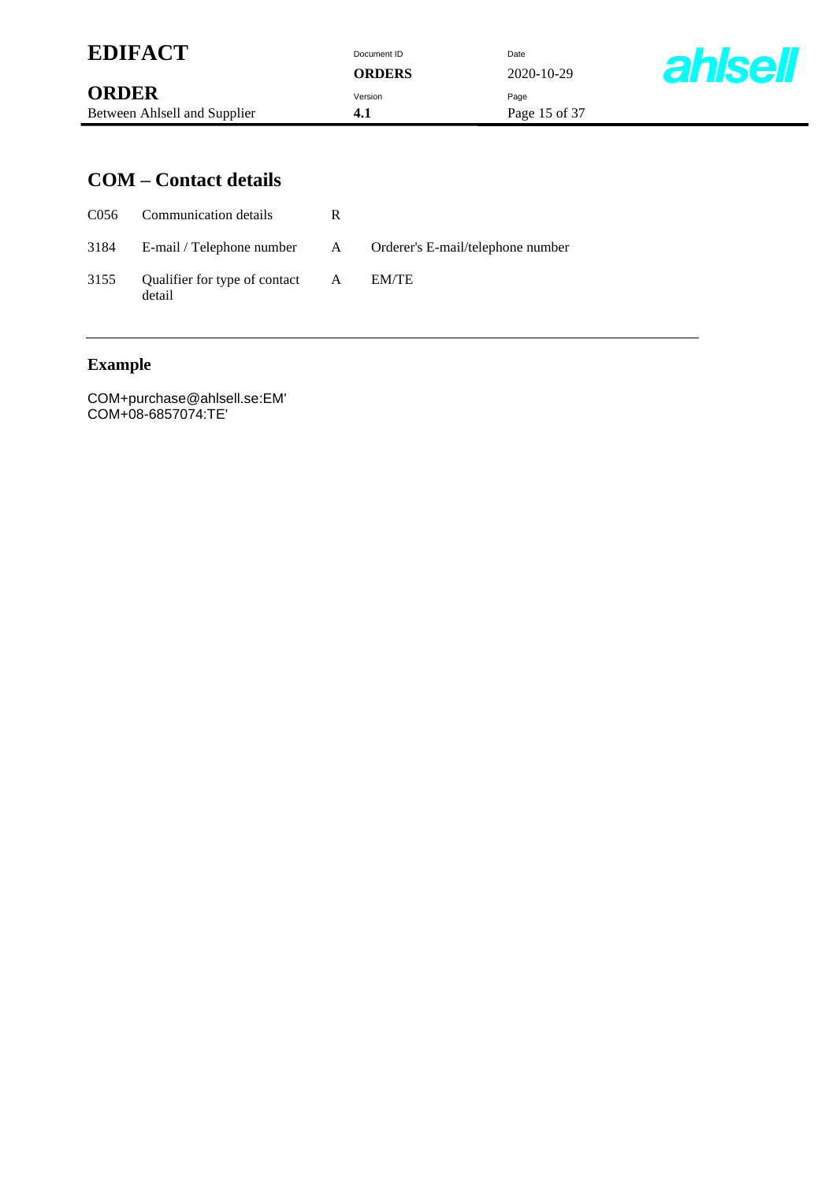## COM – Contact details

| | | | |
|---|---|---|---|
| C056 | Communication details | R | |
| 3184 | E-mail / Telephone number | A | Orderer's E-mail/telephone number |
| 3155 | Qualifier for type of contact detail | A | EM/TE |

---

### Example

```
COM+purchase@ahlsell.se:EM'
COM+08-6857074:TE'
```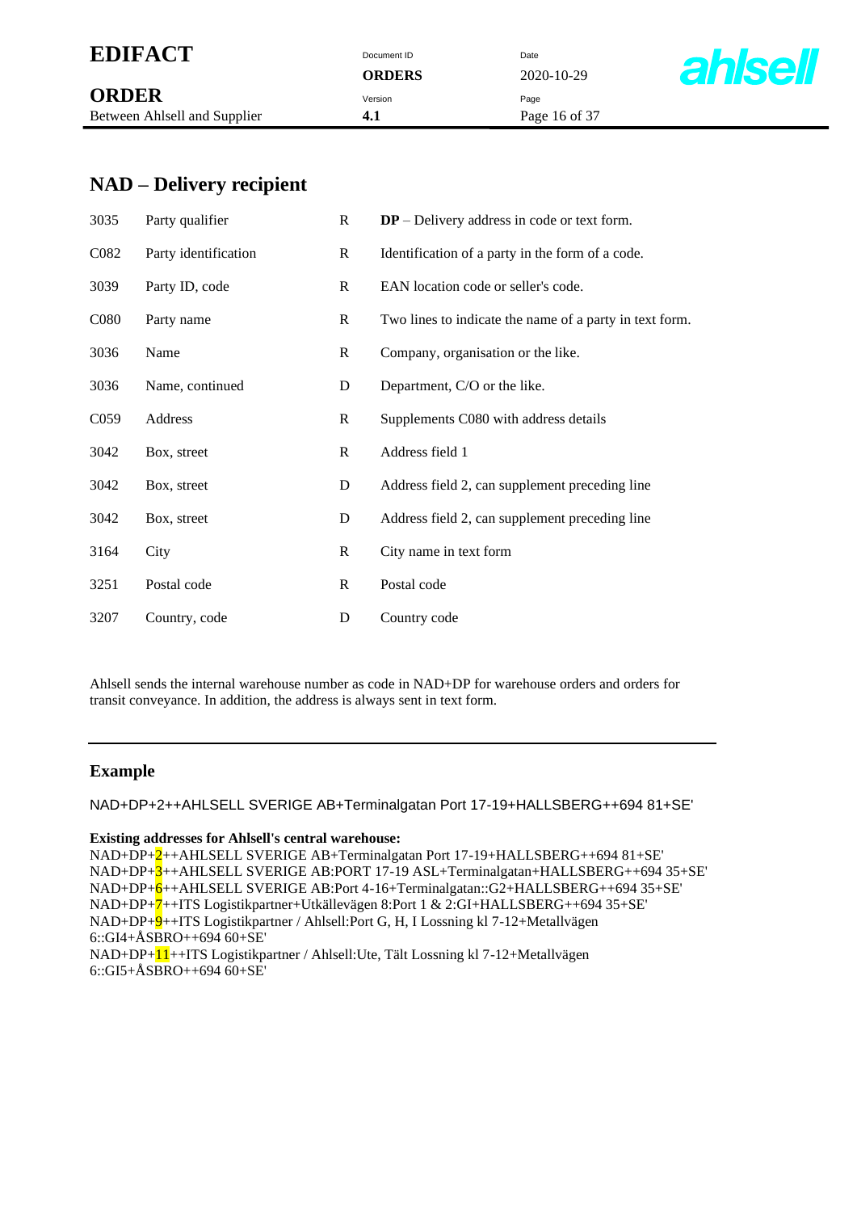## NAD – Delivery recipient

| | | | |
|---|---|---|---|
| 3035 | Party qualifier | R | **DP** – Delivery address in code or text form. |
| C082 | Party identification | R | Identification of a party in the form of a code. |
| 3039 | Party ID, code | R | EAN location code or seller's code. |
| C080 | Party name | R | Two lines to indicate the name of a party in text form. |
| 3036 | Name | R | Company, organisation or the like. |
| 3036 | Name, continued | D | Department, C/O or the like. |
| C059 | Address | R | Supplements C080 with address details |
| 3042 | Box, street | R | Address field 1 |
| 3042 | Box, street | D | Address field 2, can supplement preceding line |
| 3042 | Box, street | D | Address field 2, can supplement preceding line |
| 3164 | City | R | City name in text form |
| 3251 | Postal code | R | Postal code |
| 3207 | Country, code | D | Country code |

Ahlsell sends the internal warehouse number as code in NAD+DP for warehouse orders and orders for transit conveyance. In addition, the address is always sent in text form.

---

### Example

```
NAD+DP+2++AHLSELL SVERIGE AB+Terminalgatan Port 17-19+HALLSBERG++694 81+SE'
```

**Existing addresses for Ahlsell's central warehouse:**

```
NAD+DP+2++AHLSELL SVERIGE AB+Terminalgatan Port 17-19+HALLSBERG++694 81+SE'
NAD+DP+3++AHLSELL SVERIGE AB:PORT 17-19 ASL+Terminalgatan+HALLSBERG++694 35+SE'
NAD+DP+6++AHLSELL SVERIGE AB:Port 4-16+Terminalgatan::G2+HALLSBERG++694 35+SE'
NAD+DP+7++ITS Logistikpartner+Utkällevägen 8:Port 1 & 2:GI+HALLSBERG++694 35+SE'
NAD+DP+9++ITS Logistikpartner / Ahlsell:Port G, H, I Lossning kl 7-12+Metallvägen 6::GI4+ÅSBRO++694 60+SE'
NAD+DP+11++ITS Logistikpartner / Ahlsell:Ute, Tält Lossning kl 7-12+Metallvägen 6::GI5+ÅSBRO++694 60+SE'
```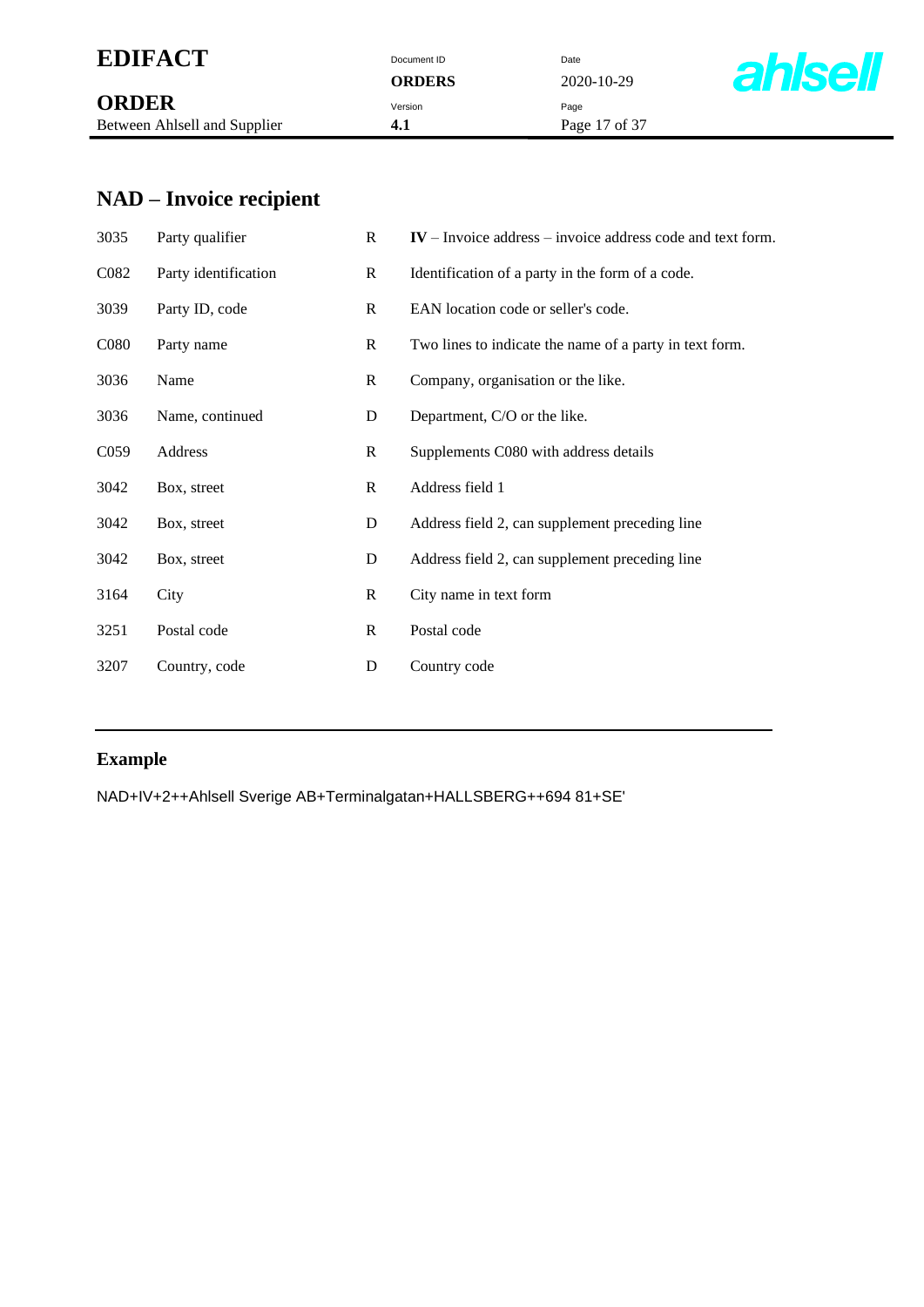## NAD – Invoice recipient

| | | | |
|---|---|---|---|
| 3035 | Party qualifier | R | **IV** – Invoice address – invoice address code and text form. |
| C082 | Party identification | R | Identification of a party in the form of a code. |
| 3039 | Party ID, code | R | EAN location code or seller's code. |
| C080 | Party name | R | Two lines to indicate the name of a party in text form. |
| 3036 | Name | R | Company, organisation or the like. |
| 3036 | Name, continued | D | Department, C/O or the like. |
| C059 | Address | R | Supplements C080 with address details |
| 3042 | Box, street | R | Address field 1 |
| 3042 | Box, street | D | Address field 2, can supplement preceding line |
| 3042 | Box, street | D | Address field 2, can supplement preceding line |
| 3164 | City | R | City name in text form |
| 3251 | Postal code | R | Postal code |
| 3207 | Country, code | D | Country code |

### Example

```
NAD+IV+2++Ahlsell Sverige AB+Terminalgatan+HALLSBERG++694 81+SE'
```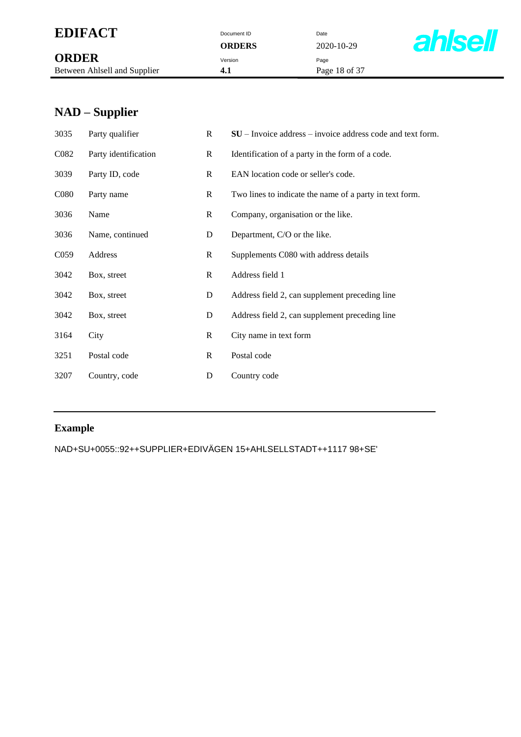## NAD – Supplier

| | | | |
|---|---|---|---|
| 3035 | Party qualifier | R | **SU** – Invoice address – invoice address code and text form. |
| C082 | Party identification | R | Identification of a party in the form of a code. |
| 3039 | Party ID, code | R | EAN location code or seller's code. |
| C080 | Party name | R | Two lines to indicate the name of a party in text form. |
| 3036 | Name | R | Company, organisation or the like. |
| 3036 | Name, continued | D | Department, C/O or the like. |
| C059 | Address | R | Supplements C080 with address details |
| 3042 | Box, street | R | Address field 1 |
| 3042 | Box, street | D | Address field 2, can supplement preceding line |
| 3042 | Box, street | D | Address field 2, can supplement preceding line |
| 3164 | City | R | City name in text form |
| 3251 | Postal code | R | Postal code |
| 3207 | Country, code | D | Country code |

### Example

NAD+SU+0055::92++SUPPLIER+EDIVÄGEN 15+AHLSELLSTADT++1117 98+SE'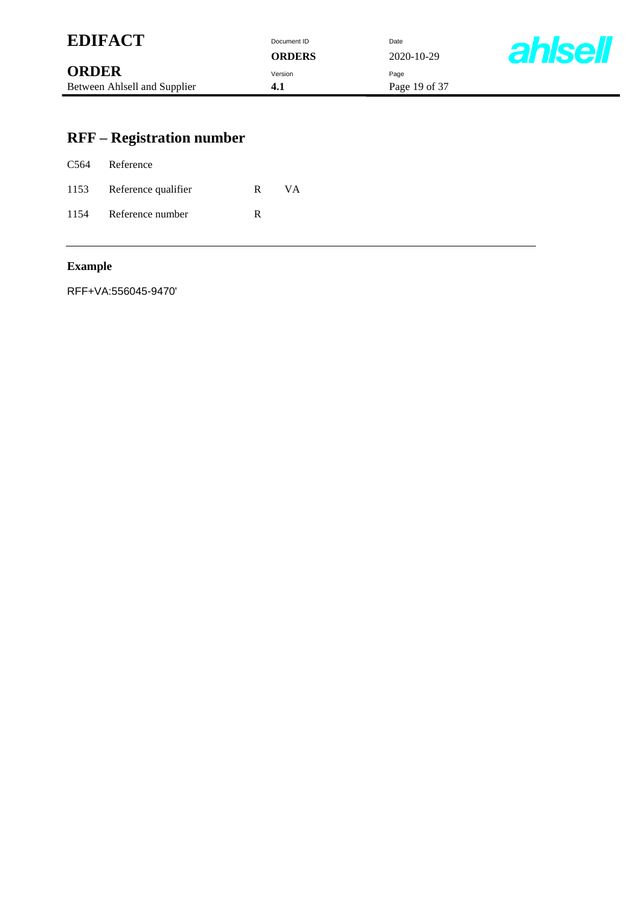## RFF – Registration number

| | | | |
|---|---|---|---|
| C564 | Reference | | |
| 1153 | Reference qualifier | R | VA |
| 1154 | Reference number | R | |

---

### Example

RFF+VA:556045-9470'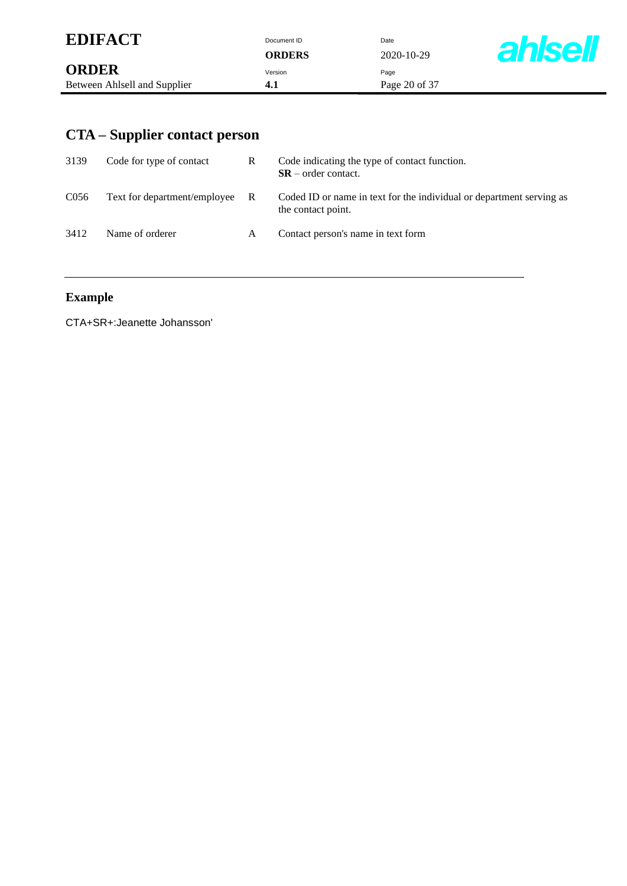## CTA – Supplier contact person

| | | | |
|---|---|---|---|
| 3139 | Code for type of contact | R | Code indicating the type of contact function.<br>**SR** – order contact. |
| C056 | Text for department/employee | R | Coded ID or name in text for the individual or department serving as the contact point. |
| 3412 | Name of orderer | A | Contact person's name in text form |

### Example

CTA+SR+:Jeanette Johansson'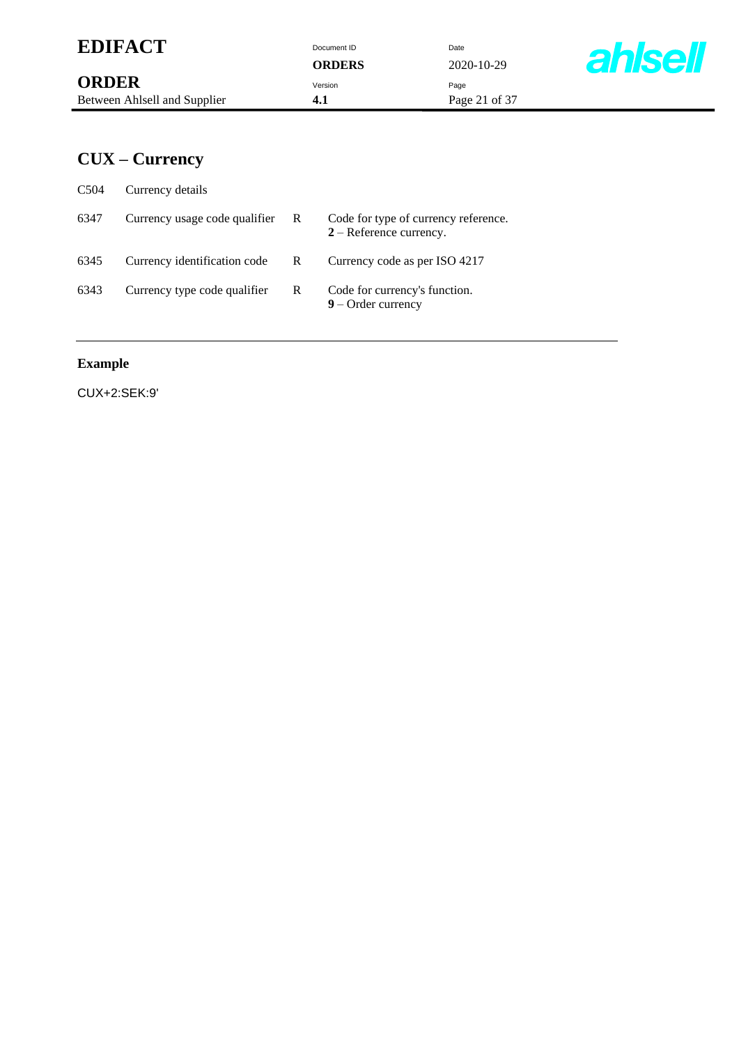## CUX – Currency

| | | | |
|---|---|---|---|
| C504 | Currency details | | |
| 6347 | Currency usage code qualifier | R | Code for type of currency reference.<br>**2** – Reference currency. |
| 6345 | Currency identification code | R | Currency code as per ISO 4217 |
| 6343 | Currency type code qualifier | R | Code for currency's function.<br>**9** – Order currency |

---

**Example**

```
CUX+2:SEK:9'
```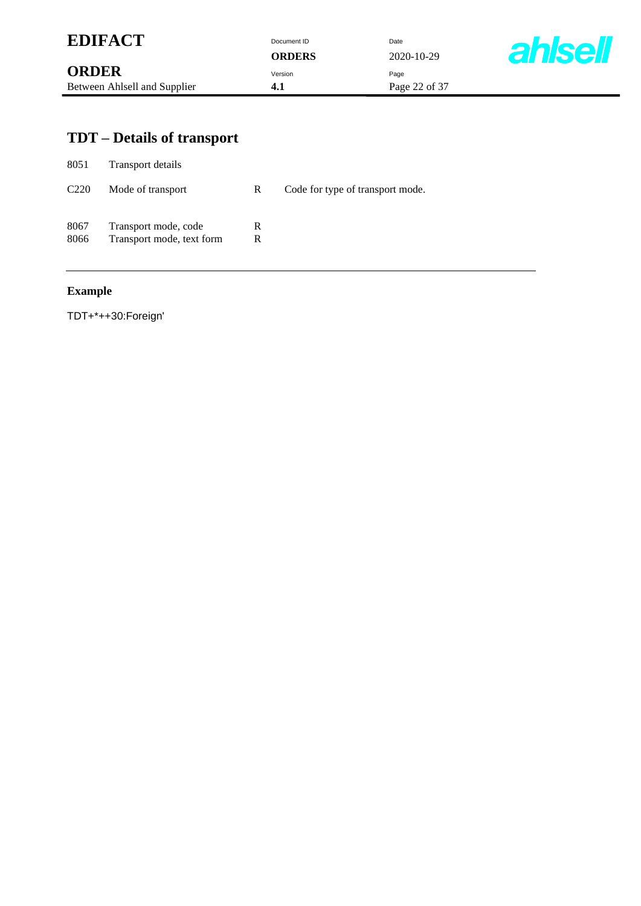# TDT – Details of transport

| | | | |
|---|---|---|---|
| 8051 | Transport details | | |
| C220 | Mode of transport | R | Code for type of transport mode. |
| 8067 | Transport mode, code | R | |
| 8066 | Transport mode, text form | R | |

---

**Example**

TDT+*++30:Foreign'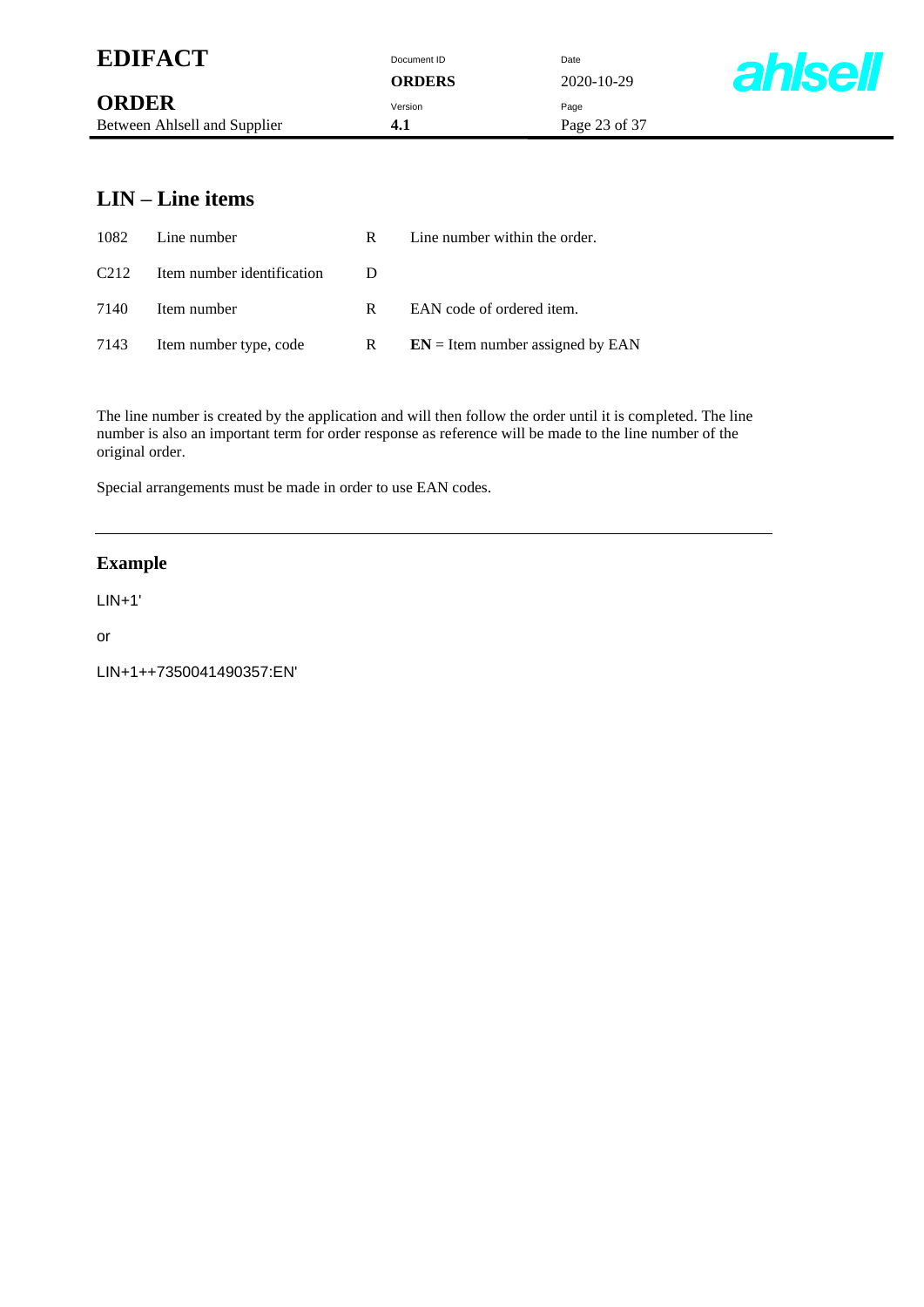## LIN – Line items

| | | | |
|---|---|---|---|
| 1082 | Line number | R | Line number within the order. |
| C212 | Item number identification | D | |
| 7140 | Item number | R | EAN code of ordered item. |
| 7143 | Item number type, code | R | **EN** = Item number assigned by EAN |

The line number is created by the application and will then follow the order until it is completed. The line number is also an important term for order response as reference will be made to the line number of the original order.

Special arrangements must be made in order to use EAN codes.

---

### Example

```
LIN+1'
```

or

```
LIN+1++7350041490357:EN'
```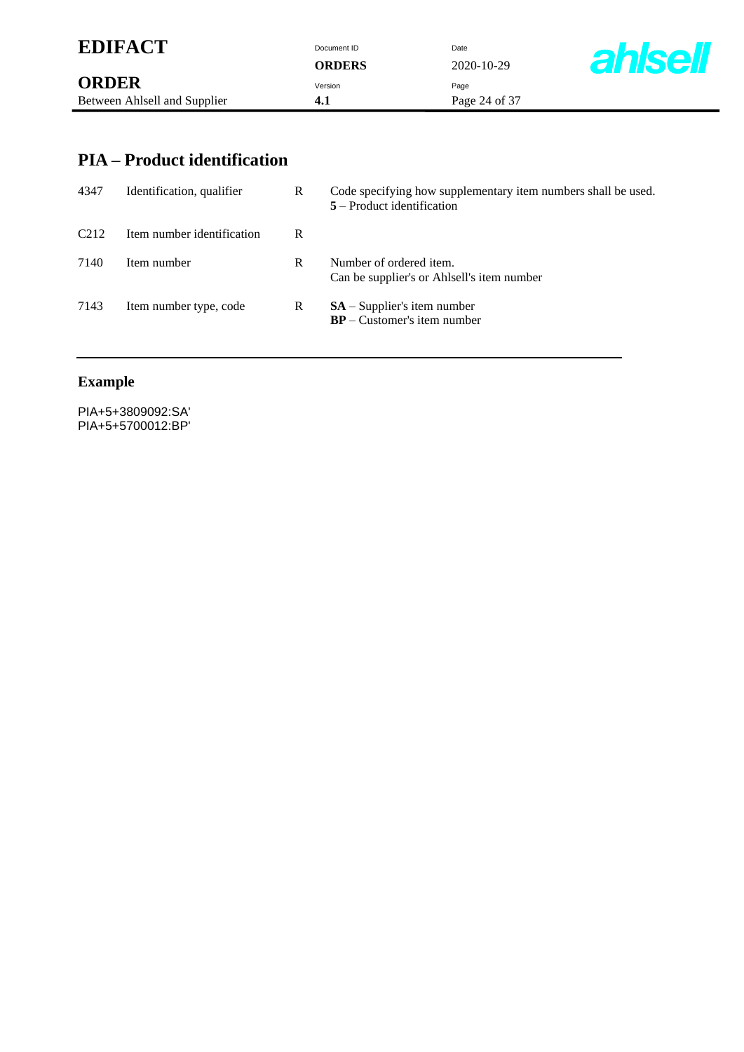## PIA – Product identification

| | | | |
|---|---|---|---|
| 4347 | Identification, qualifier | R | Code specifying how supplementary item numbers shall be used.<br>**5** – Product identification |
| C212 | Item number identification | R | |
| 7140 | Item number | R | Number of ordered item.<br>Can be supplier's or Ahlsell's item number |
| 7143 | Item number type, code | R | **SA** – Supplier's item number<br>**BP** – Customer's item number |

### Example

```
PIA+5+3809092:SA'
PIA+5+5700012:BP'
```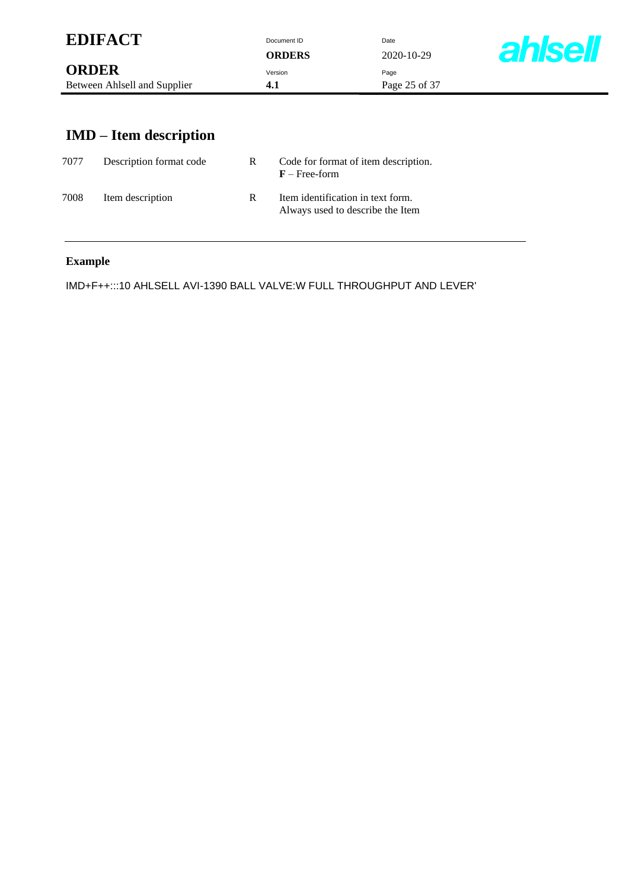## IMD – Item description

| | | | |
|---|---|---|---|
| 7077 | Description format code | R | Code for format of item description.<br>**F** – Free-form |
| 7008 | Item description | R | Item identification in text form.<br>Always used to describe the Item |

---

**Example**

```
IMD+F++:::10 AHLSELL AVI-1390 BALL VALVE:W FULL THROUGHPUT AND LEVER'
```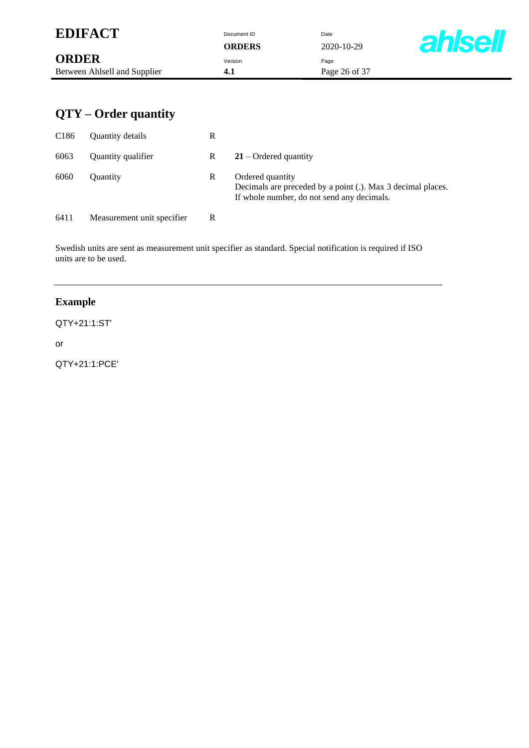## QTY – Order quantity

| | | | |
|---|---|---|---|
| C186 | Quantity details | R | |
| 6063 | Quantity qualifier | R | **21** – Ordered quantity |
| 6060 | Quantity | R | Ordered quantity<br>Decimals are preceded by a point (.). Max 3 decimal places.<br>If whole number, do not send any decimals. |
| 6411 | Measurement unit specifier | R | |

Swedish units are sent as measurement unit specifier as standard. Special notification is required if ISO units are to be used.

---

### Example

```
QTY+21:1:ST'
```

or

```
QTY+21:1:PCE'
```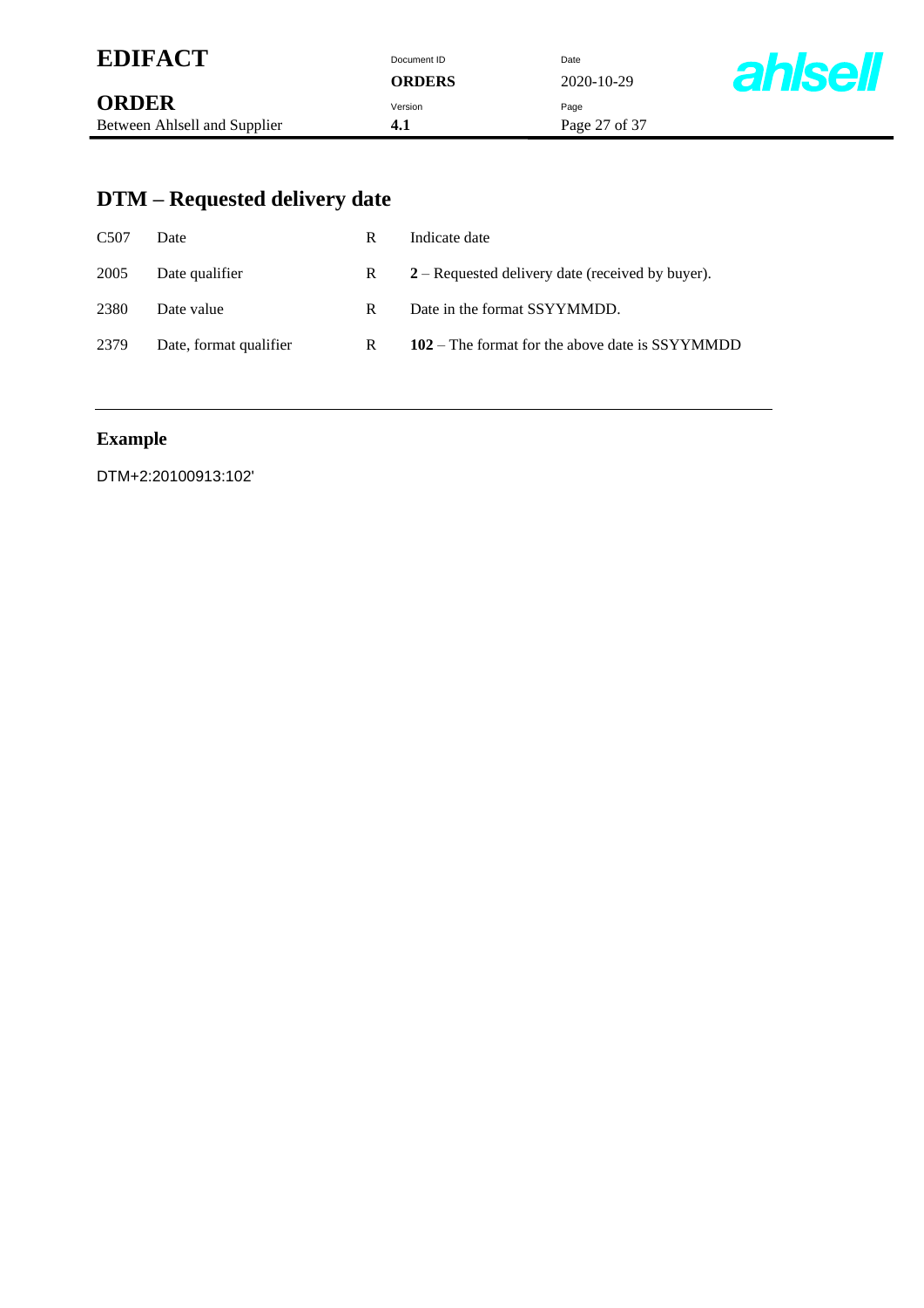## DTM – Requested delivery date

| | | | |
|---|---|---|---|
| C507 | Date | R | Indicate date |
| 2005 | Date qualifier | R | **2** – Requested delivery date (received by buyer). |
| 2380 | Date value | R | Date in the format SSYYMMDD. |
| 2379 | Date, format qualifier | R | **102** – The format for the above date is SSYYMMDD |

### Example

DTM+2:20100913:102'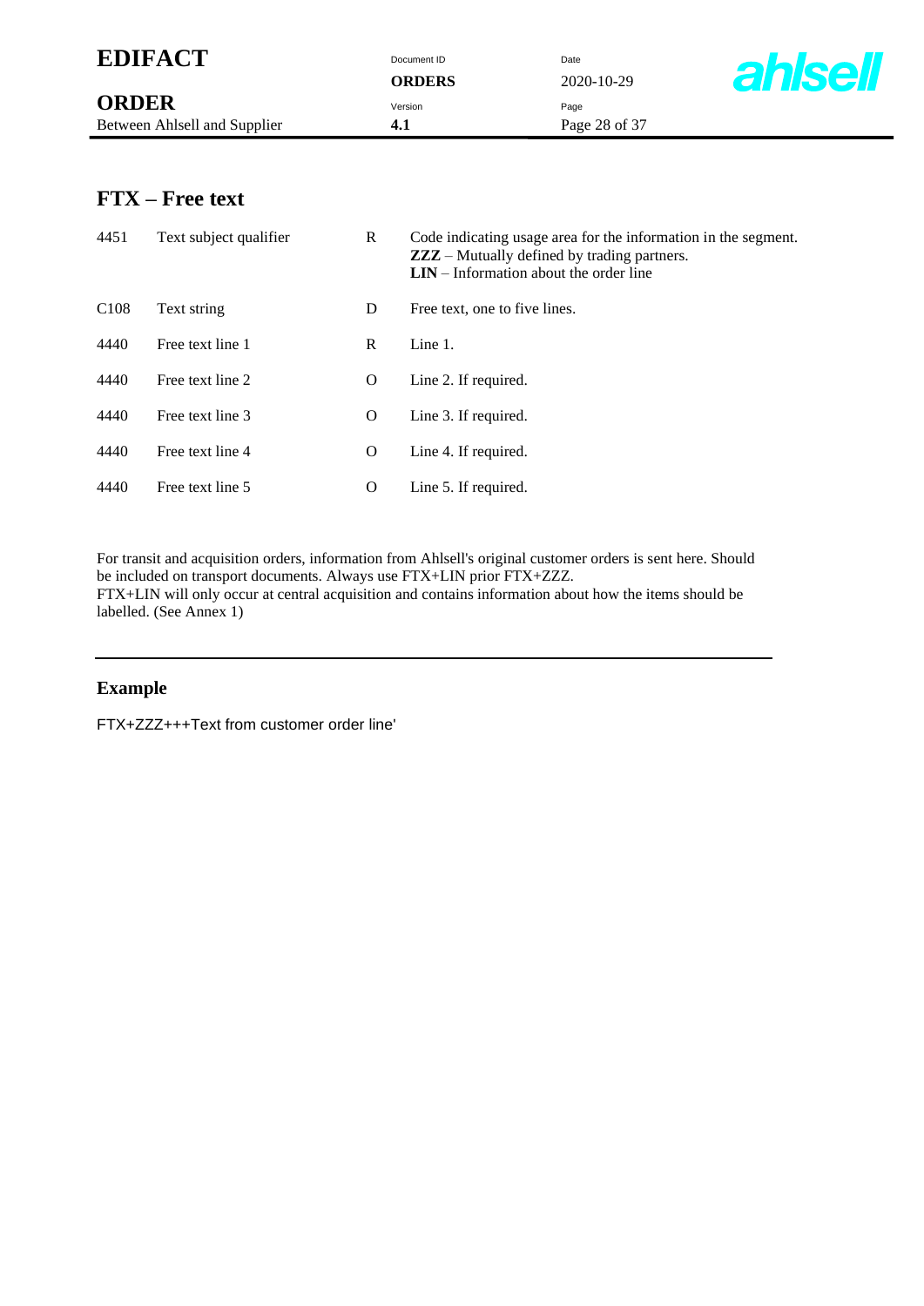## FTX – Free text

| | | | |
|---|---|---|---|
| 4451 | Text subject qualifier | R | Code indicating usage area for the information in the segment.<br>**ZZZ** – Mutually defined by trading partners.<br>**LIN** – Information about the order line |
| C108 | Text string | D | Free text, one to five lines. |
| 4440 | Free text line 1 | R | Line 1. |
| 4440 | Free text line 2 | O | Line 2. If required. |
| 4440 | Free text line 3 | O | Line 3. If required. |
| 4440 | Free text line 4 | O | Line 4. If required. |
| 4440 | Free text line 5 | O | Line 5. If required. |

For transit and acquisition orders, information from Ahlsell's original customer orders is sent here. Should be included on transport documents. Always use FTX+LIN prior FTX+ZZZ.
FTX+LIN will only occur at central acquisition and contains information about how the items should be labelled. (See Annex 1)

---

### Example

```
FTX+ZZZ+++Text from customer order line'
```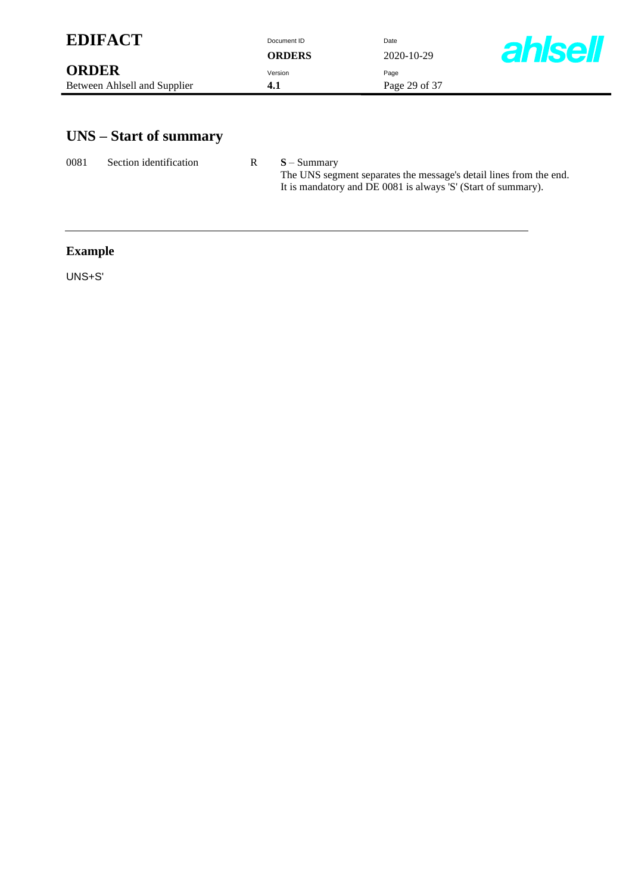## UNS – Start of summary

| | | | |
|---|---|---|---|
| 0081 | Section identification | R | **S** – Summary<br>The UNS segment separates the message's detail lines from the end.<br>It is mandatory and DE 0081 is always 'S' (Start of summary). |

---

### Example

```
UNS+S'
```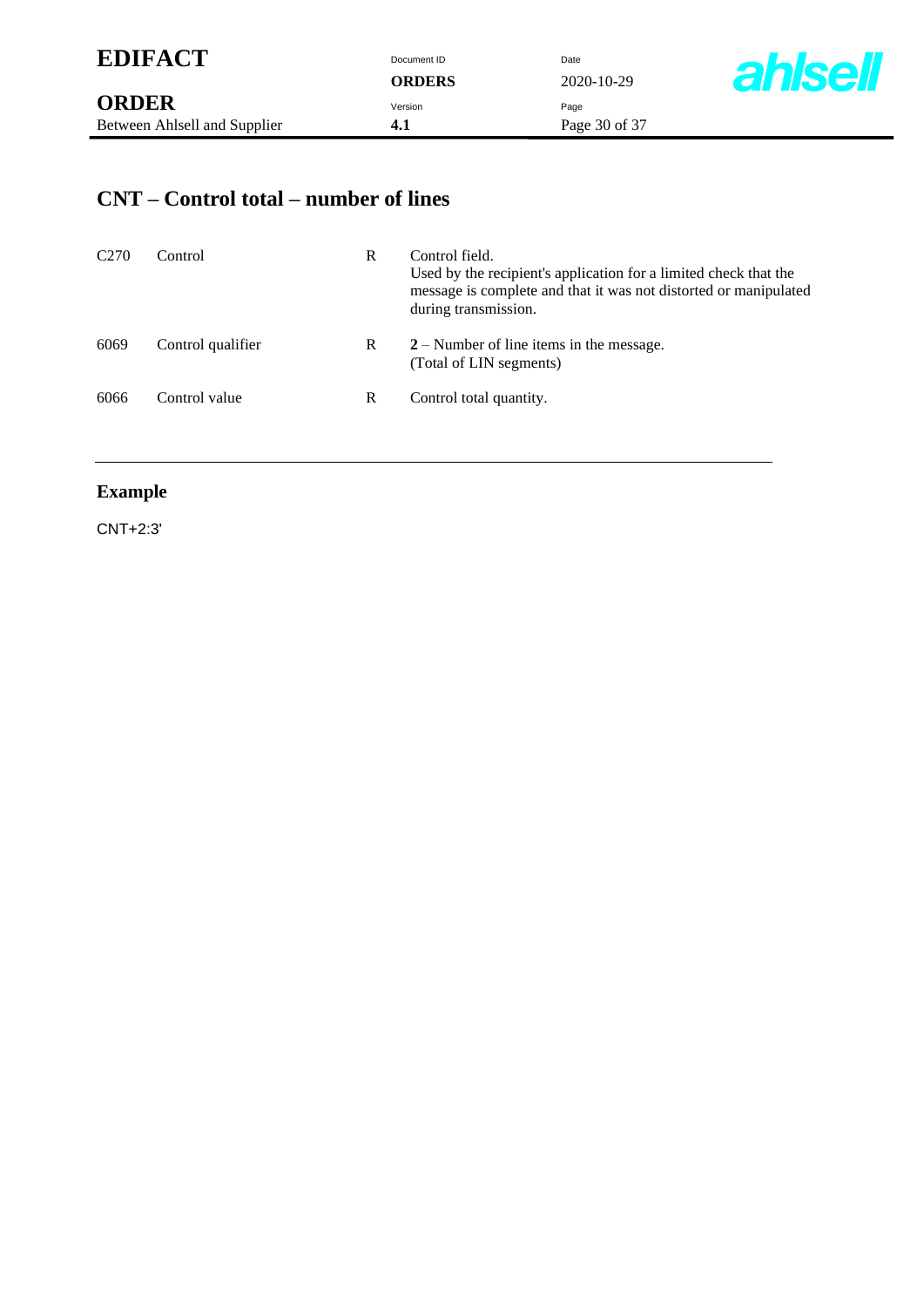## CNT – Control total – number of lines

| | | | |
|---|---|---|---|
| C270 | Control | R | Control field.<br>Used by the recipient's application for a limited check that the message is complete and that it was not distorted or manipulated during transmission. |
| 6069 | Control qualifier | R | **2** – Number of line items in the message.<br>(Total of LIN segments) |
| 6066 | Control value | R | Control total quantity. |

### Example

```
CNT+2:3'
```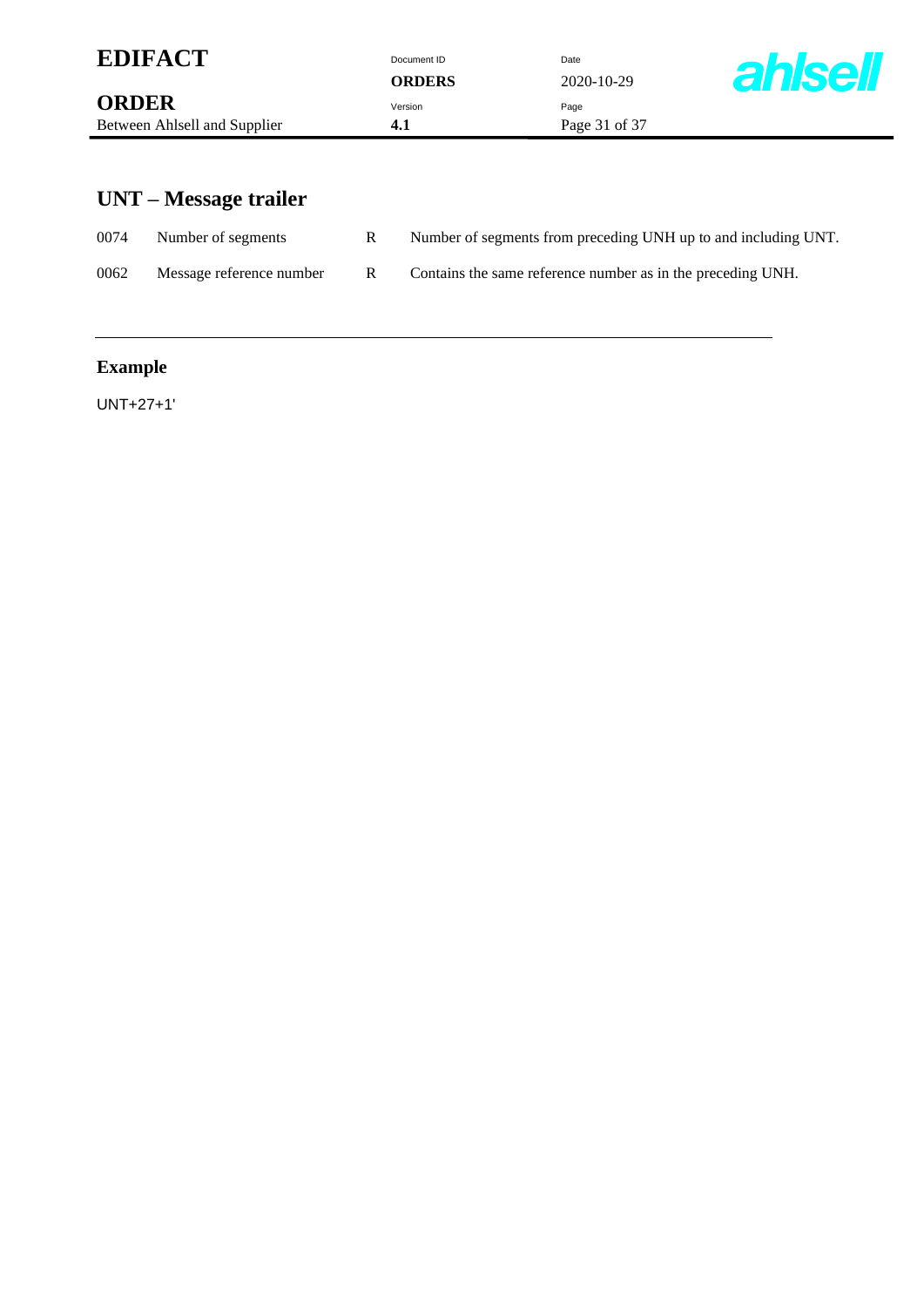## UNT – Message trailer

| | | | |
|---|---|---|---|
| 0074 | Number of segments | R | Number of segments from preceding UNH up to and including UNT. |
| 0062 | Message reference number | R | Contains the same reference number as in the preceding UNH. |

---

### Example

UNT+27+1'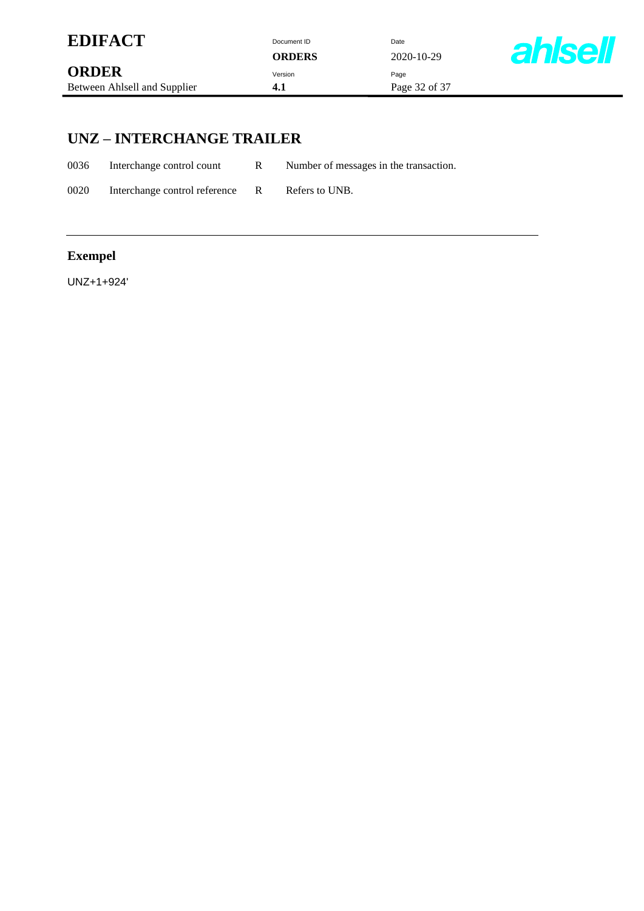## UNZ – INTERCHANGE TRAILER

| | | | |
|---|---|---|---|
| 0036 | Interchange control count | R | Number of messages in the transaction. |
| 0020 | Interchange control reference | R | Refers to UNB. |

---

### Exempel

UNZ+1+924'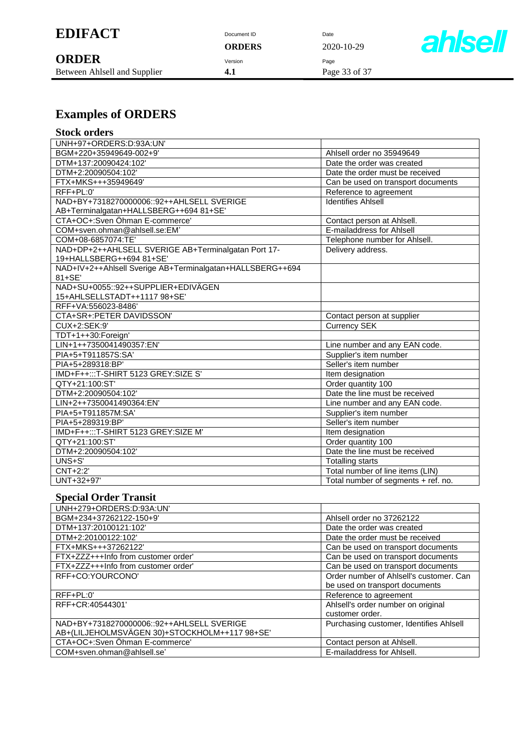## Examples of ORDERS

### Stock orders

| | |
|---|---|
| UNH+97+ORDERS:D:93A:UN' | |
| BGM+220+35949649-002+9' | Ahlsell order no 35949649 |
| DTM+137:20090424:102' | Date the order was created |
| DTM+2:20090504:102' | Date the order must be received |
| FTX+MKS+++35949649' | Can be used on transport documents |
| RFF+PL:0' | Reference to agreement |
| NAD+BY+7318270000006::92++AHLSELL SVERIGE AB+Terminalgatan+HALLSBERG++694 81+SE' | Identifies Ahlsell |
| CTA+OC+:Sven Öhman E-commerce' | Contact person at Ahlsell. |
| COM+sven.ohman@ahlsell.se:EM' | E-mailaddress for Ahlsell |
| COM+08-6857074:TE' | Telephone number for Ahlsell. |
| NAD+DP+2++AHLSELL SVERIGE AB+Terminalgatan Port 17-19+HALLSBERG++694 81+SE' | Delivery address. |
| NAD+IV+2++Ahlsell Sverige AB+Terminalgatan+HALLSBERG++694 81+SE' | |
| NAD+SU+0055::92++SUPPLIER+EDIVÄGEN 15+AHLSELLSTADT++1117 98+SE' | |
| RFF+VA:556023-8486' | |
| CTA+SR+:PETER DAVIDSSON' | Contact person at supplier |
| CUX+2:SEK:9' | Currency SEK |
| TDT+1++30:Foreign' | |
| LIN+1++7350041490357:EN' | Line number and any EAN code. |
| PIA+5+T911857S:SA' | Supplier's item number |
| PIA+5+289318:BP' | Seller's item number |
| IMD+F++:::T-SHIRT 5123 GREY:SIZE S' | Item designation |
| QTY+21:100:ST' | Order quantity 100 |
| DTM+2:20090504:102' | Date the line must be received |
| LIN+2++7350041490364:EN' | Line number and any EAN code. |
| PIA+5+T911857M:SA' | Supplier's item number |
| PIA+5+289319:BP' | Seller's item number |
| IMD+F++:::T-SHIRT 5123 GREY:SIZE M' | Item designation |
| QTY+21:100:ST' | Order quantity 100 |
| DTM+2:20090504:102' | Date the line must be received |
| UNS+S' | Totalling starts |
| CNT+2:2' | Total number of line items (LIN) |
| UNT+32+97' | Total number of segments + ref. no. |

### Special Order Transit

| | |
|---|---|
| UNH+279+ORDERS:D:93A:UN' | |
| BGM+234+37262122-150+9' | Ahlsell order no 37262122 |
| DTM+137:20100121:102' | Date the order was created |
| DTM+2:20100122:102' | Date the order must be received |
| FTX+MKS+++37262122' | Can be used on transport documents |
| FTX+ZZZ+++Info from customer order' | Can be used on transport documents |
| FTX+ZZZ+++Info from customer order' | Can be used on transport documents |
| RFF+CO:YOURCONO' | Order number of Ahlsell's customer. Can be used on transport documents |
| RFF+PL:0' | Reference to agreement |
| RFF+CR:40544301' | Ahlsell's order number on original customer order. |
| NAD+BY+7318270000006::92++AHLSELL SVERIGE AB+(LILJEHOLMSVÄGEN 30)+STOCKHOLM++117 98+SE' | Purchasing customer, Identifies Ahlsell |
| CTA+OC+:Sven Öhman E-commerce' | Contact person at Ahlsell. |
| COM+sven.ohman@ahlsell.se' | E-mailaddress for Ahlsell. |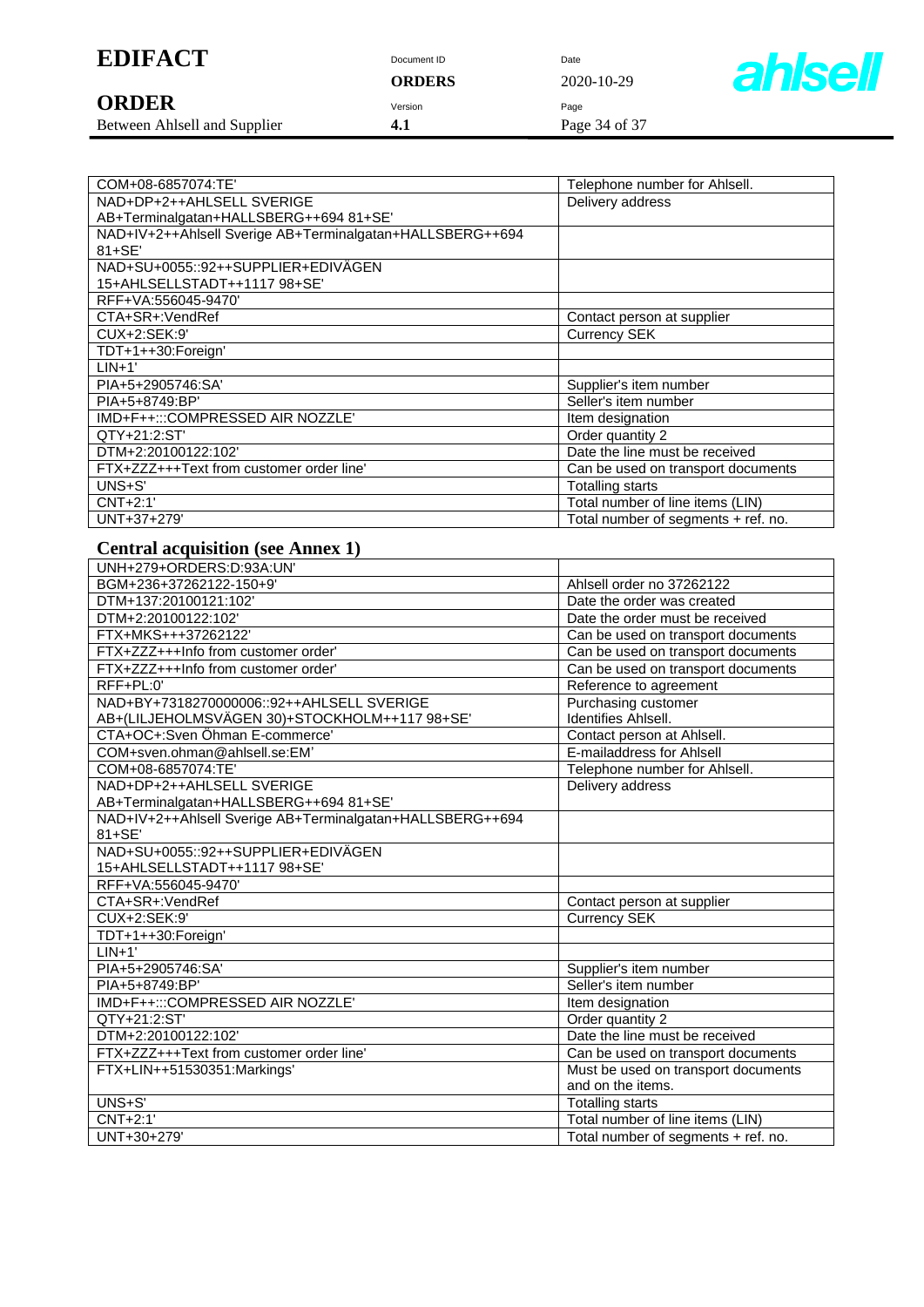| | |
|---|---|
| COM+08-6857074:TE' | Telephone number for Ahlsell. |
| NAD+DP+2++AHLSELL SVERIGE AB+Terminalgatan+HALLSBERG++694 81+SE' | Delivery address |
| NAD+IV+2++Ahlsell Sverige AB+Terminalgatan+HALLSBERG++694 81+SE' | |
| NAD+SU+0055::92++SUPPLIER+EDIVÄGEN 15+AHLSELLSTADT++1117 98+SE' | |
| RFF+VA:556045-9470' | |
| CTA+SR+:VendRef | Contact person at supplier |
| CUX+2:SEK:9' | Currency SEK |
| TDT+1++30:Foreign' | |
| LIN+1' | |
| PIA+5+2905746:SA' | Supplier's item number |
| PIA+5+8749:BP' | Seller's item number |
| IMD+F++:::COMPRESSED AIR NOZZLE' | Item designation |
| QTY+21:2:ST' | Order quantity 2 |
| DTM+2:20100122:102' | Date the line must be received |
| FTX+ZZZ+++Text from customer order line' | Can be used on transport documents |
| UNS+S' | Totalling starts |
| CNT+2:1' | Total number of line items (LIN) |
| UNT+37+279' | Total number of segments + ref. no. |

## Central acquisition (see Annex 1)

| | |
|---|---|
| UNH+279+ORDERS:D:93A:UN' | |
| BGM+236+37262122-150+9' | Ahlsell order no 37262122 |
| DTM+137:20100121:102' | Date the order was created |
| DTM+2:20100122:102' | Date the order must be received |
| FTX+MKS+++37262122' | Can be used on transport documents |
| FTX+ZZZ+++Info from customer order' | Can be used on transport documents |
| FTX+ZZZ+++Info from customer order' | Can be used on transport documents |
| RFF+PL:0' | Reference to agreement |
| NAD+BY+7318270000006::92++AHLSELL SVERIGE AB+(LILJEHOLMSVÄGEN 30)+STOCKHOLM++117 98+SE' | Purchasing customer Identifies Ahlsell. |
| CTA+OC+:Sven Öhman E-commerce' | Contact person at Ahlsell. |
| COM+sven.ohman@ahlsell.se:EM' | E-mailaddress for Ahlsell |
| COM+08-6857074:TE' | Telephone number for Ahlsell. |
| NAD+DP+2++AHLSELL SVERIGE AB+Terminalgatan+HALLSBERG++694 81+SE' | Delivery address |
| NAD+IV+2++Ahlsell Sverige AB+Terminalgatan+HALLSBERG++694 81+SE' | |
| NAD+SU+0055::92++SUPPLIER+EDIVÄGEN 15+AHLSELLSTADT++1117 98+SE' | |
| RFF+VA:556045-9470' | |
| CTA+SR+:VendRef | Contact person at supplier |
| CUX+2:SEK:9' | Currency SEK |
| TDT+1++30:Foreign' | |
| LIN+1' | |
| PIA+5+2905746:SA' | Supplier's item number |
| PIA+5+8749:BP' | Seller's item number |
| IMD+F++:::COMPRESSED AIR NOZZLE' | Item designation |
| QTY+21:2:ST' | Order quantity 2 |
| DTM+2:20100122:102' | Date the line must be received |
| FTX+ZZZ+++Text from customer order line' | Can be used on transport documents |
| FTX+LIN++51530351:Markings' | Must be used on transport documents and on the items. |
| UNS+S' | Totalling starts |
| CNT+2:1' | Total number of line items (LIN) |
| UNT+30+279' | Total number of segments + ref. no. |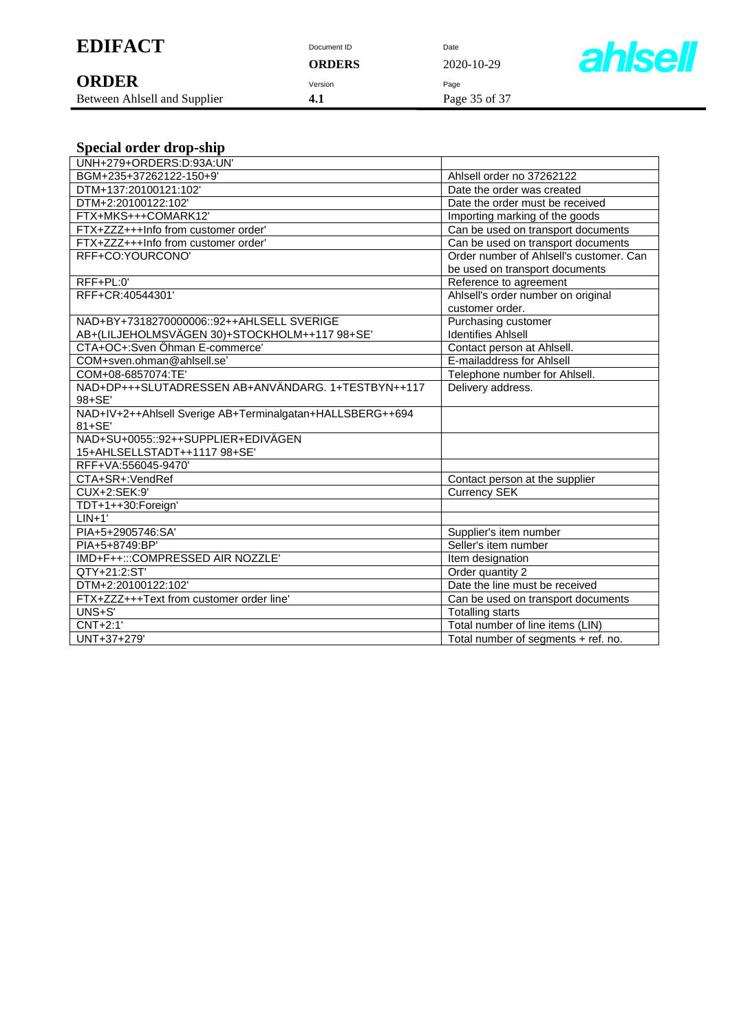## Special order drop-ship

| | |
|---|---|
| UNH+279+ORDERS:D:93A:UN' | |
| BGM+235+37262122-150+9' | Ahlsell order no 37262122 |
| DTM+137:20100121:102' | Date the order was created |
| DTM+2:20100122:102' | Date the order must be received |
| FTX+MKS+++COMARK12' | Importing marking of the goods |
| FTX+ZZZ+++Info from customer order' | Can be used on transport documents |
| FTX+ZZZ+++Info from customer order' | Can be used on transport documents |
| RFF+CO:YOURCONO' | Order number of Ahlsell's customer. Can be used on transport documents |
| RFF+PL:0' | Reference to agreement |
| RFF+CR:40544301' | Ahlsell's order number on original customer order. |
| NAD+BY+7318270000006::92++AHLSELL SVERIGE AB+(LILJEHOLMSVÄGEN 30)+STOCKHOLM++117 98+SE' | Purchasing customer Identifies Ahlsell |
| CTA+OC+:Sven Öhman E-commerce' | Contact person at Ahlsell. |
| COM+sven.ohman@ahlsell.se' | E-mailaddress for Ahlsell |
| COM+08-6857074:TE' | Telephone number for Ahlsell. |
| NAD+DP+++SLUTADRESSEN AB+ANVÄNDARG. 1+TESTBYN++117 98+SE' | Delivery address. |
| NAD+IV+2++Ahlsell Sverige AB+Terminalgatan+HALLSBERG++694 81+SE' | |
| NAD+SU+0055::92++SUPPLIER+EDIVÄGEN 15+AHLSELLSTADT++1117 98+SE' | |
| RFF+VA:556045-9470' | |
| CTA+SR+:VendRef | Contact person at the supplier |
| CUX+2:SEK:9' | Currency SEK |
| TDT+1++30:Foreign' | |
| LIN+1' | |
| PIA+5+2905746:SA' | Supplier's item number |
| PIA+5+8749:BP' | Seller's item number |
| IMD+F++:::COMPRESSED AIR NOZZLE' | Item designation |
| QTY+21:2:ST' | Order quantity 2 |
| DTM+2:20100122:102' | Date the line must be received |
| FTX+ZZZ+++Text from customer order line' | Can be used on transport documents |
| UNS+S' | Totalling starts |
| CNT+2:1' | Total number of line items (LIN) |
| UNT+37+279' | Total number of segments + ref. no. |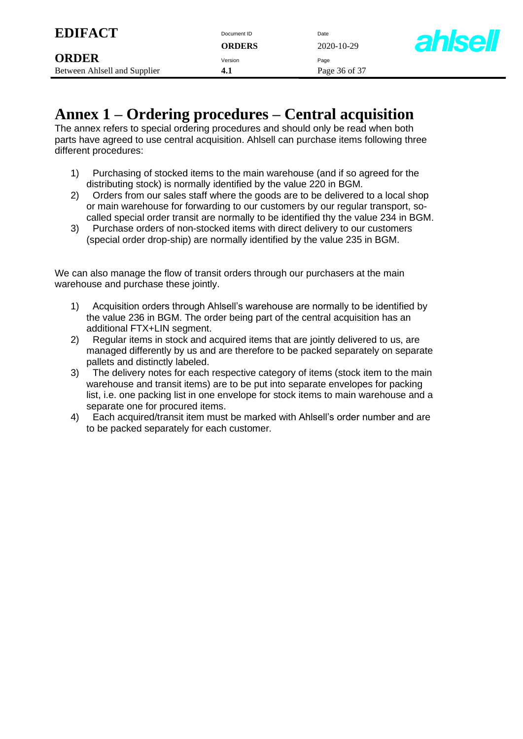# Annex 1 – Ordering procedures – Central acquisition

The annex refers to special ordering procedures and should only be read when both parts have agreed to use central acquisition. Ahlsell can purchase items following three different procedures:

1) Purchasing of stocked items to the main warehouse (and if so agreed for the distributing stock) is normally identified by the value 220 in BGM.
2) Orders from our sales staff where the goods are to be delivered to a local shop or main warehouse for forwarding to our customers by our regular transport, so-called special order transit are normally to be identified thy the value 234 in BGM.
3) Purchase orders of non-stocked items with direct delivery to our customers (special order drop-ship) are normally identified by the value 235 in BGM.

We can also manage the flow of transit orders through our purchasers at the main warehouse and purchase these jointly.

1) Acquisition orders through Ahlsell's warehouse are normally to be identified by the value 236 in BGM. The order being part of the central acquisition has an additional FTX+LIN segment.
2) Regular items in stock and acquired items that are jointly delivered to us, are managed differently by us and are therefore to be packed separately on separate pallets and distinctly labeled.
3) The delivery notes for each respective category of items (stock item to the main warehouse and transit items) are to be put into separate envelopes for packing list, i.e. one packing list in one envelope for stock items to main warehouse and a separate one for procured items.
4) Each acquired/transit item must be marked with Ahlsell's order number and are to be packed separately for each customer.